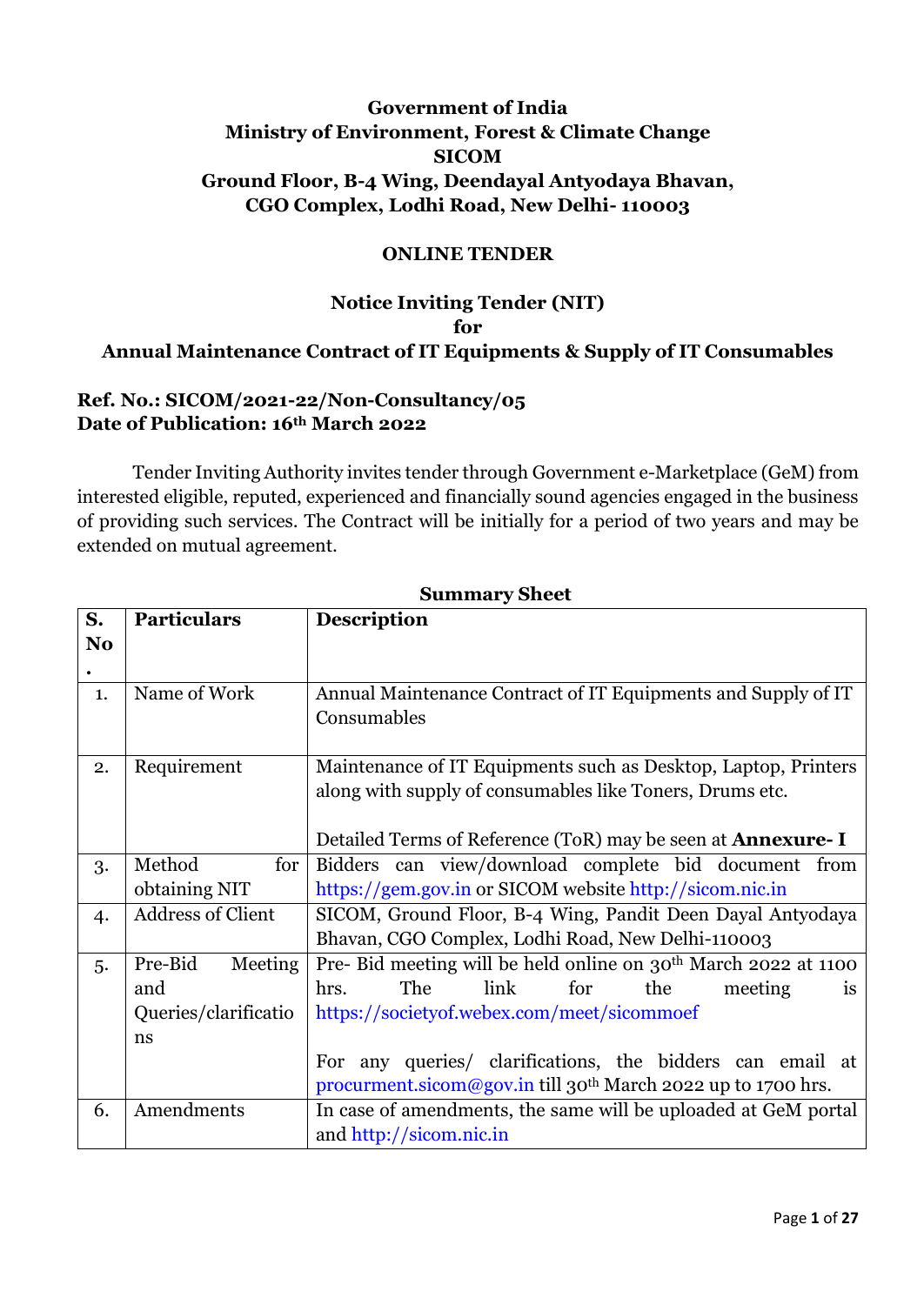**Government of India**
**Ministry of Environment, Forest & Climate Change**
**SICOM**
**Ground Floor, B-4 Wing, Deendayal Antyodaya Bhavan,**
**CGO Complex, Lodhi Road, New Delhi- 110003**

**ONLINE TENDER**

**Notice Inviting Tender (NIT)**
**for**
**Annual Maintenance Contract of IT Equipments & Supply of IT Consumables**

**Ref. No.: SICOM/2021-22/Non-Consultancy/05**
**Date of Publication: 16th March 2022**

Tender Inviting Authority invites tender through Government e-Marketplace (GeM) from interested eligible, reputed, experienced and financially sound agencies engaged in the business of providing such services. The Contract will be initially for a period of two years and may be extended on mutual agreement.

**Summary Sheet**

| S. No. | Particulars | Description |
|---|---|---|
| 1. | Name of Work | Annual Maintenance Contract of IT Equipments and Supply of IT Consumables |
| 2. | Requirement | Maintenance of IT Equipments such as Desktop, Laptop, Printers along with supply of consumables like Toners, Drums etc.<br><br>Detailed Terms of Reference (ToR) may be seen at **Annexure- I** |
| 3. | Method for obtaining NIT | Bidders can view/download complete bid document from https://gem.gov.in or SICOM website http://sicom.nic.in |
| 4. | Address of Client | SICOM, Ground Floor, B-4 Wing, Pandit Deen Dayal Antyodaya Bhavan, CGO Complex, Lodhi Road, New Delhi-110003 |
| 5. | Pre-Bid Meeting and Queries/clarifications | Pre- Bid meeting will be held online on 30th March 2022 at 1100 hrs. The link for the meeting is https://societyof.webex.com/meet/sicommoef<br><br>For any queries/ clarifications, the bidders can email at procurment.sicom@gov.in till 30th March 2022 up to 1700 hrs. |
| 6. | Amendments | In case of amendments, the same will be uploaded at GeM portal and http://sicom.nic.in |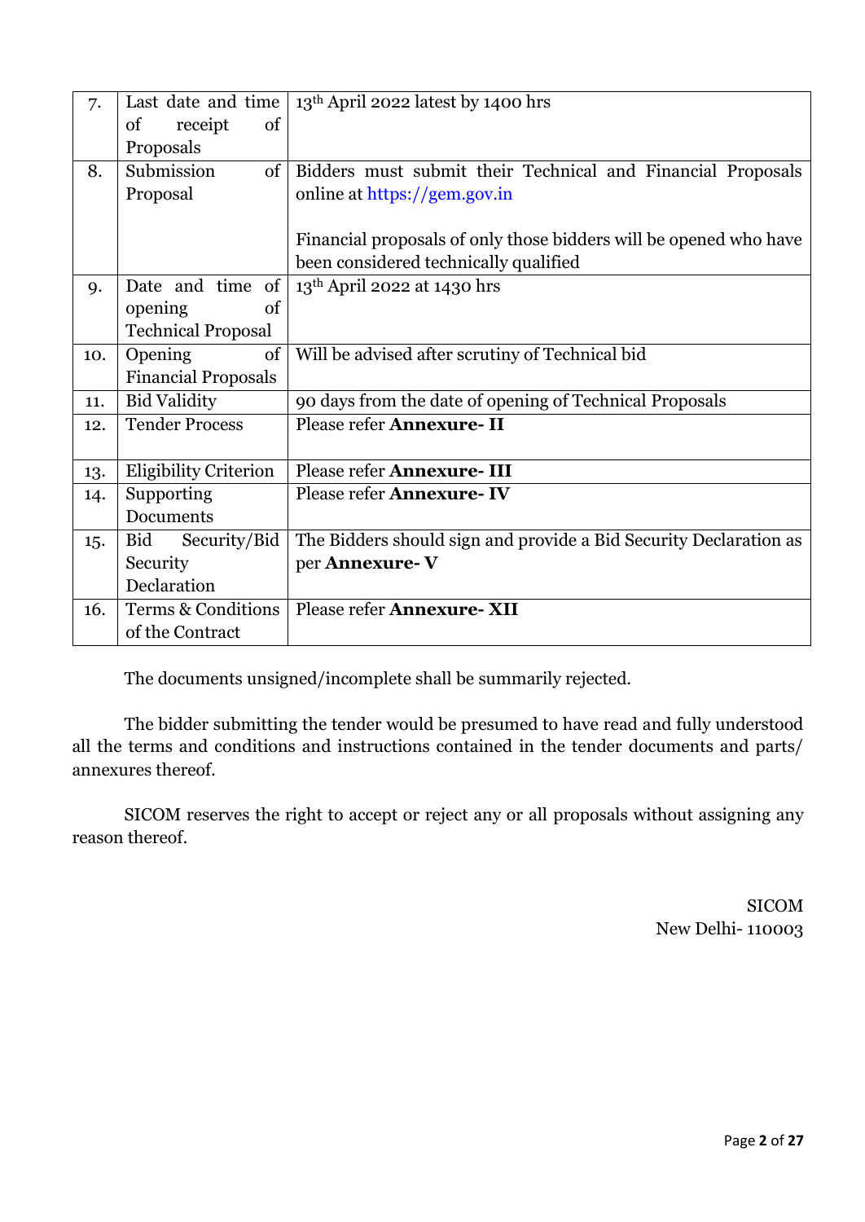| 7. | Last date and time of receipt of Proposals | 13th April 2022 latest by 1400 hrs |
|---|---|---|
| 8. | Submission of Proposal | Bidders must submit their Technical and Financial Proposals online at https://gem.gov.in<br><br>Financial proposals of only those bidders will be opened who have been considered technically qualified |
| 9. | Date and time of opening of Technical Proposal | 13th April 2022 at 1430 hrs |
| 10. | Opening of Financial Proposals | Will be advised after scrutiny of Technical bid |
| 11. | Bid Validity | 90 days from the date of opening of Technical Proposals |
| 12. | Tender Process | Please refer **Annexure- II** |
| 13. | Eligibility Criterion | Please refer **Annexure- III** |
| 14. | Supporting Documents | Please refer **Annexure- IV** |
| 15. | Bid Security/Bid Security Declaration | The Bidders should sign and provide a Bid Security Declaration as per **Annexure- V** |
| 16. | Terms & Conditions of the Contract | Please refer **Annexure- XII** |

The documents unsigned/incomplete shall be summarily rejected.

The bidder submitting the tender would be presumed to have read and fully understood all the terms and conditions and instructions contained in the tender documents and parts/ annexures thereof.

SICOM reserves the right to accept or reject any or all proposals without assigning any reason thereof.

SICOM
New Delhi- 110003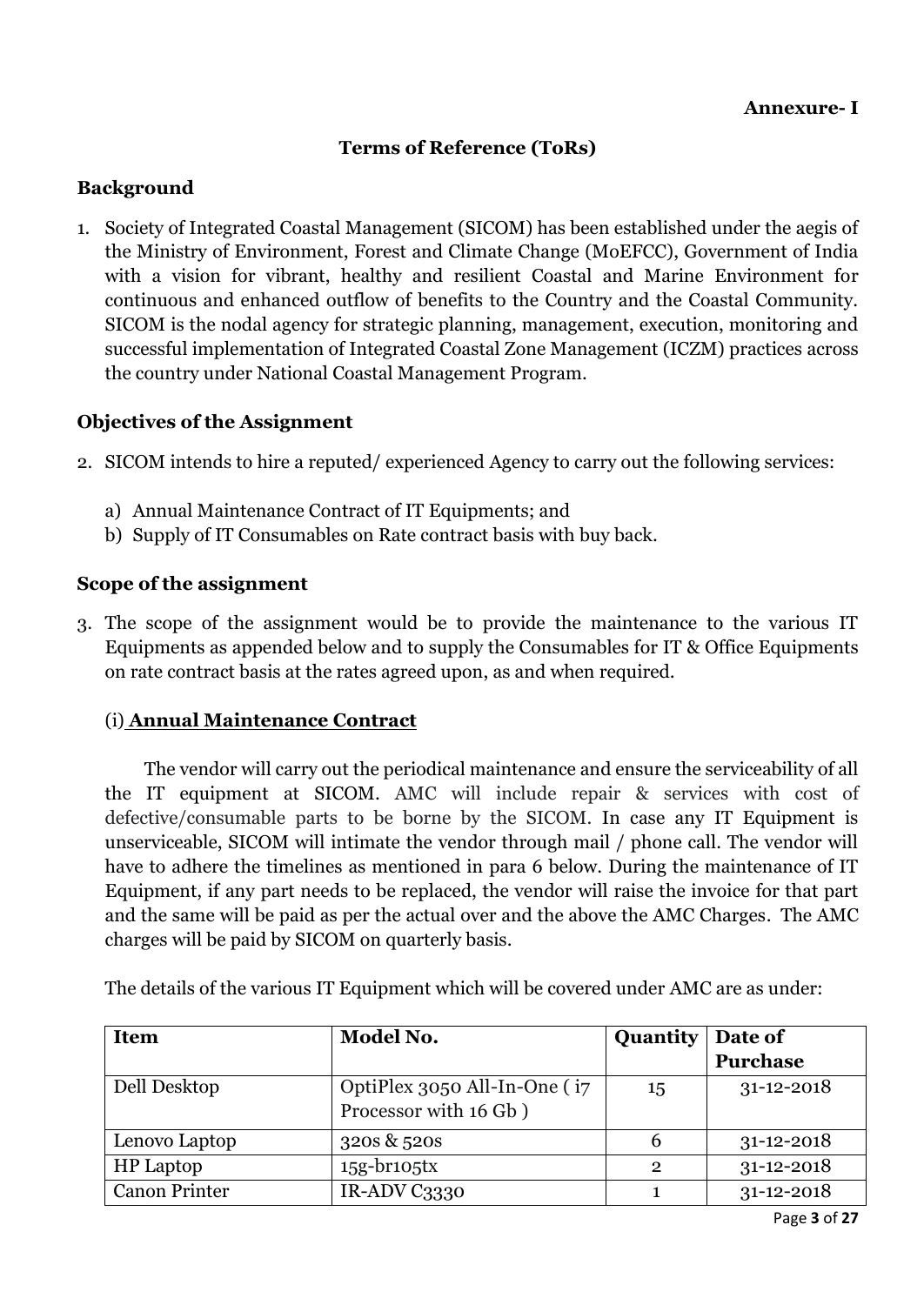**Annexure- I**

## Terms of Reference (ToRs)

### Background

1. Society of Integrated Coastal Management (SICOM) has been established under the aegis of the Ministry of Environment, Forest and Climate Change (MoEFCC), Government of India with a vision for vibrant, healthy and resilient Coastal and Marine Environment for continuous and enhanced outflow of benefits to the Country and the Coastal Community. SICOM is the nodal agency for strategic planning, management, execution, monitoring and successful implementation of Integrated Coastal Zone Management (ICZM) practices across the country under National Coastal Management Program.

### Objectives of the Assignment

2. SICOM intends to hire a reputed/ experienced Agency to carry out the following services:

   a) Annual Maintenance Contract of IT Equipments; and
   b) Supply of IT Consumables on Rate contract basis with buy back.

### Scope of the assignment

3. The scope of the assignment would be to provide the maintenance to the various IT Equipments as appended below and to supply the Consumables for IT & Office Equipments on rate contract basis at the rates agreed upon, as and when required.

   (i) **Annual Maintenance Contract**

   The vendor will carry out the periodical maintenance and ensure the serviceability of all the IT equipment at SICOM. AMC will include repair & services with cost of defective/consumable parts to be borne by the SICOM. In case any IT Equipment is unserviceable, SICOM will intimate the vendor through mail / phone call. The vendor will have to adhere the timelines as mentioned in para 6 below. During the maintenance of IT Equipment, if any part needs to be replaced, the vendor will raise the invoice for that part and the same will be paid as per the actual over and the above the AMC Charges. The AMC charges will be paid by SICOM on quarterly basis.

   The details of the various IT Equipment which will be covered under AMC are as under:

| Item | Model No. | Quantity | Date of Purchase |
|---|---|---|---|
| Dell Desktop | OptiPlex 3050 All-In-One ( i7 Processor with 16 Gb ) | 15 | 31-12-2018 |
| Lenovo Laptop | 320s & 520s | 6 | 31-12-2018 |
| HP Laptop | 15g-br105tx | 2 | 31-12-2018 |
| Canon Printer | IR-ADV C3330 | 1 | 31-12-2018 |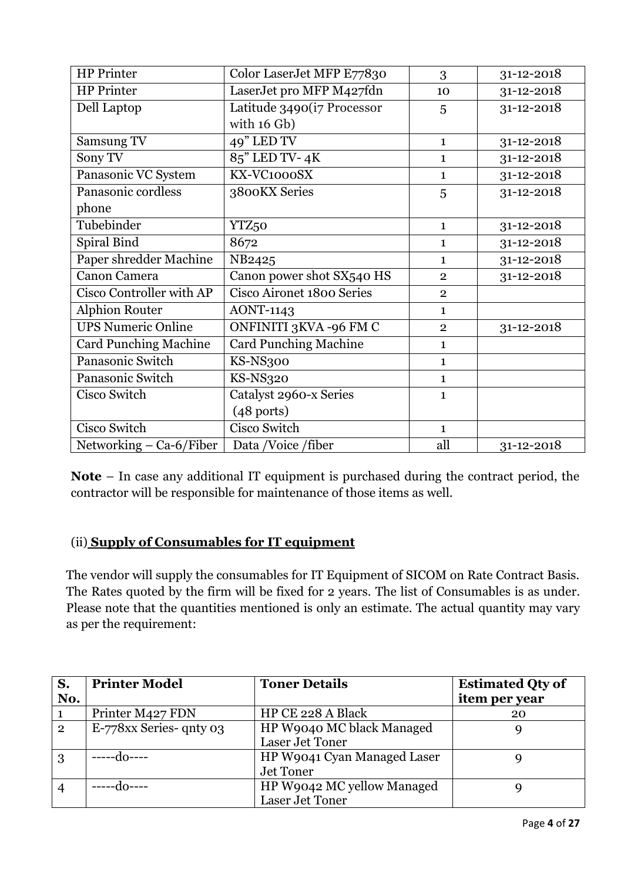| HP Printer | Color LaserJet MFP E77830 | 3 | 31-12-2018 |
|---|---|---|---|
| HP Printer | LaserJet pro MFP M427fdn | 10 | 31-12-2018 |
| Dell Laptop | Latitude 3490(i7 Processor with 16 Gb) | 5 | 31-12-2018 |
| Samsung TV | 49" LED TV | 1 | 31-12-2018 |
| Sony TV | 85" LED TV- 4K | 1 | 31-12-2018 |
| Panasonic VC System | KX-VC1000SX | 1 | 31-12-2018 |
| Panasonic cordless phone | 3800KX Series | 5 | 31-12-2018 |
| Tubebinder | YTZ50 | 1 | 31-12-2018 |
| Spiral Bind | 8672 | 1 | 31-12-2018 |
| Paper shredder Machine | NB2425 | 1 | 31-12-2018 |
| Canon Camera | Canon power shot SX540 HS | 2 | 31-12-2018 |
| Cisco Controller with AP | Cisco Aironet 1800 Series | 2 | |
| Alphion Router | AONT-1143 | 1 | |
| UPS Numeric Online | ONFINITI 3KVA -96 FM C | 2 | 31-12-2018 |
| Card Punching Machine | Card Punching Machine | 1 | |
| Panasonic Switch | KS-NS300 | 1 | |
| Panasonic Switch | KS-NS320 | 1 | |
| Cisco Switch | Catalyst 2960-x Series (48 ports) | 1 | |
| Cisco Switch | Cisco Switch | 1 | |
| Networking – Ca-6/Fiber | Data /Voice /fiber | all | 31-12-2018 |

**Note** – In case any additional IT equipment is purchased during the contract period, the contractor will be responsible for maintenance of those items as well.

(ii) **Supply of Consumables for IT equipment**

The vendor will supply the consumables for IT Equipment of SICOM on Rate Contract Basis. The Rates quoted by the firm will be fixed for 2 years. The list of Consumables is as under. Please note that the quantities mentioned is only an estimate. The actual quantity may vary as per the requirement:

| S. No. | Printer Model | Toner Details | Estimated Qty of item per year |
|---|---|---|---|
| 1 | Printer M427 FDN | HP CE 228 A Black | 20 |
| 2 | E-778xx Series- qnty 03 | HP W9040 MC black Managed Laser Jet Toner | 9 |
| 3 | -----do---- | HP W9041 Cyan Managed Laser Jet Toner | 9 |
| 4 | -----do---- | HP W9042 MC yellow Managed Laser Jet Toner | 9 |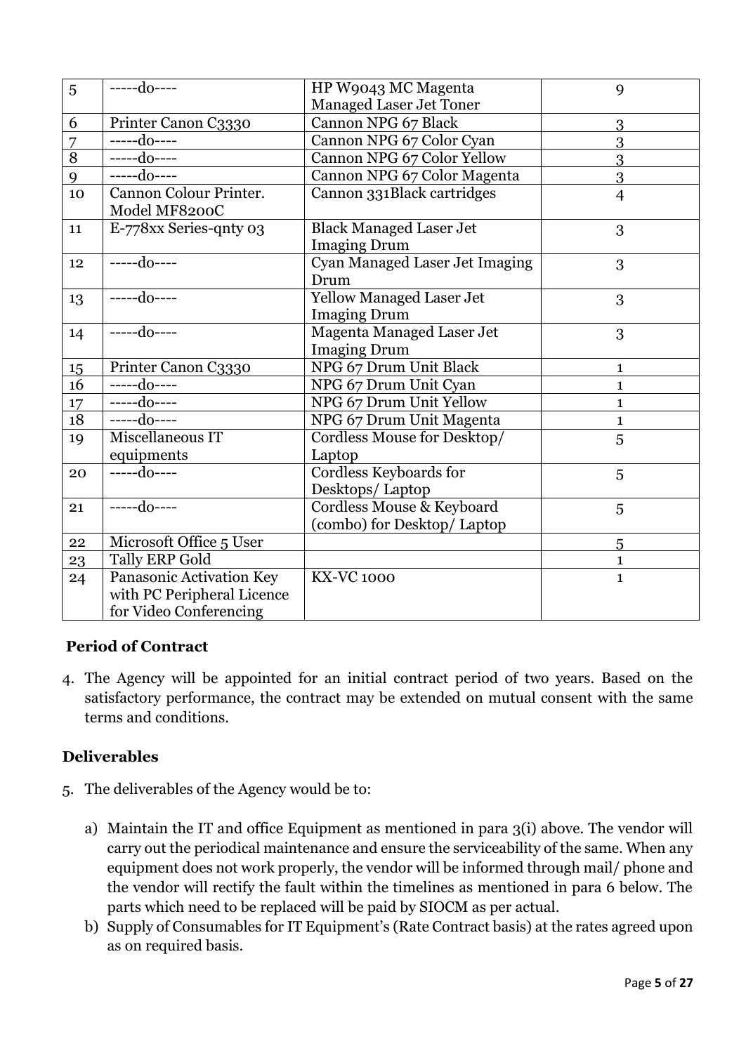| 5 | -----do---- | HP W9043 MC Magenta Managed Laser Jet Toner | 9 |
|---|---|---|---|
| 6 | Printer Canon C3330 | Cannon NPG 67 Black | 3 |
| 7 | -----do---- | Cannon NPG 67 Color Cyan | 3 |
| 8 | -----do---- | Cannon NPG 67 Color Yellow | 3 |
| 9 | -----do---- | Cannon NPG 67 Color Magenta | 3 |
| 10 | Cannon Colour Printer. Model MF8200C | Cannon 331Black cartridges | 4 |
| 11 | E-778xx Series-qnty 03 | Black Managed Laser Jet Imaging Drum | 3 |
| 12 | -----do---- | Cyan Managed Laser Jet Imaging Drum | 3 |
| 13 | -----do---- | Yellow Managed Laser Jet Imaging Drum | 3 |
| 14 | -----do---- | Magenta Managed Laser Jet Imaging Drum | 3 |
| 15 | Printer Canon C3330 | NPG 67 Drum Unit Black | 1 |
| 16 | -----do---- | NPG 67 Drum Unit Cyan | 1 |
| 17 | -----do---- | NPG 67 Drum Unit Yellow | 1 |
| 18 | -----do---- | NPG 67 Drum Unit Magenta | 1 |
| 19 | Miscellaneous IT equipments | Cordless Mouse for Desktop/ Laptop | 5 |
| 20 | -----do---- | Cordless Keyboards for Desktops/ Laptop | 5 |
| 21 | -----do---- | Cordless Mouse & Keyboard (combo) for Desktop/ Laptop | 5 |
| 22 | Microsoft Office 5 User | | 5 |
| 23 | Tally ERP Gold | | 1 |
| 24 | Panasonic Activation Key with PC Peripheral Licence for Video Conferencing | KX-VC 1000 | 1 |

**Period of Contract**

4. The Agency will be appointed for an initial contract period of two years. Based on the satisfactory performance, the contract may be extended on mutual consent with the same terms and conditions.

**Deliverables**

5. The deliverables of the Agency would be to:

   a) Maintain the IT and office Equipment as mentioned in para 3(i) above. The vendor will carry out the periodical maintenance and ensure the serviceability of the same. When any equipment does not work properly, the vendor will be informed through mail/ phone and the vendor will rectify the fault within the timelines as mentioned in para 6 below. The parts which need to be replaced will be paid by SIOCM as per actual.

   b) Supply of Consumables for IT Equipment's (Rate Contract basis) at the rates agreed upon as on required basis.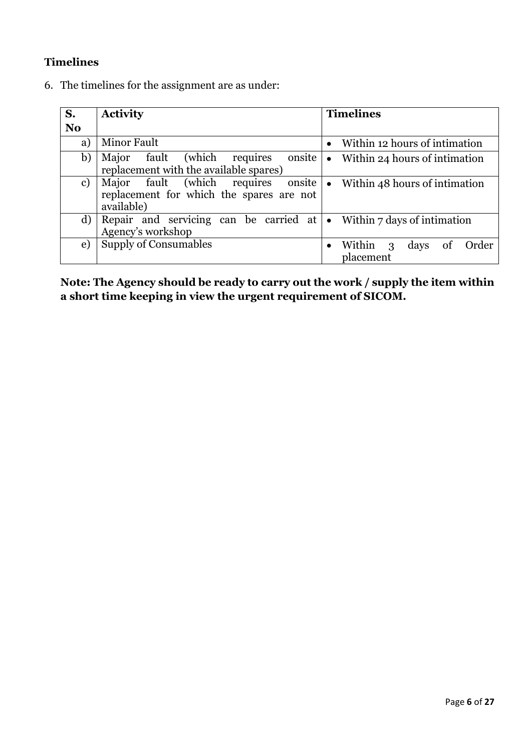### Timelines

6. The timelines for the assignment are as under:

| S. No | Activity | Timelines |
|---|---|---|
| a) | Minor Fault | • Within 12 hours of intimation |
| b) | Major fault (which requires onsite replacement with the available spares) | • Within 24 hours of intimation |
| c) | Major fault (which requires onsite replacement for which the spares are not available) | • Within 48 hours of intimation |
| d) | Repair and servicing can be carried at Agency's workshop | • Within 7 days of intimation |
| e) | Supply of Consumables | • Within 3 days of Order placement |

**Note: The Agency should be ready to carry out the work / supply the item within a short time keeping in view the urgent requirement of SICOM.**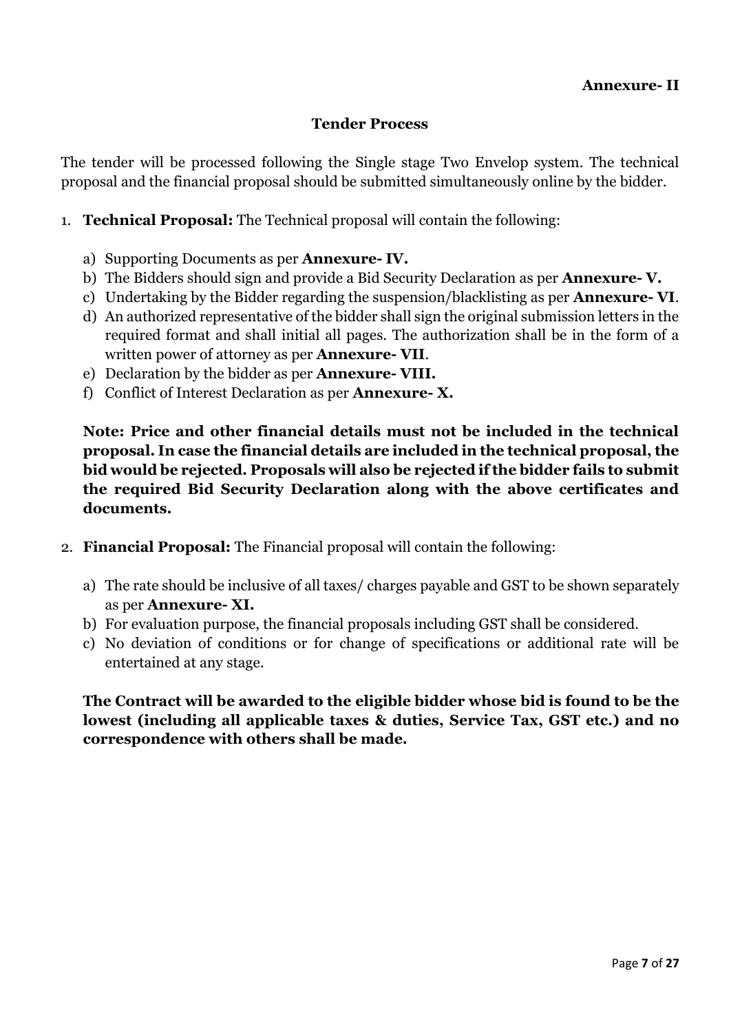**Annexure- II**

## Tender Process

The tender will be processed following the Single stage Two Envelop system. The technical proposal and the financial proposal should be submitted simultaneously online by the bidder.

1. **Technical Proposal:** The Technical proposal will contain the following:

    a) Supporting Documents as per **Annexure- IV.**
    b) The Bidders should sign and provide a Bid Security Declaration as per **Annexure- V.**
    c) Undertaking by the Bidder regarding the suspension/blacklisting as per **Annexure- VI**.
    d) An authorized representative of the bidder shall sign the original submission letters in the required format and shall initial all pages. The authorization shall be in the form of a written power of attorney as per **Annexure- VII**.
    e) Declaration by the bidder as per **Annexure- VIII.**
    f) Conflict of Interest Declaration as per **Annexure- X.**

    **Note: Price and other financial details must not be included in the technical proposal. In case the financial details are included in the technical proposal, the bid would be rejected. Proposals will also be rejected if the bidder fails to submit the required Bid Security Declaration along with the above certificates and documents.**

2. **Financial Proposal:** The Financial proposal will contain the following:

    a) The rate should be inclusive of all taxes/ charges payable and GST to be shown separately as per **Annexure- XI.**
    b) For evaluation purpose, the financial proposals including GST shall be considered.
    c) No deviation of conditions or for change of specifications or additional rate will be entertained at any stage.

    **The Contract will be awarded to the eligible bidder whose bid is found to be the lowest (including all applicable taxes & duties, Service Tax, GST etc.) and no correspondence with others shall be made.**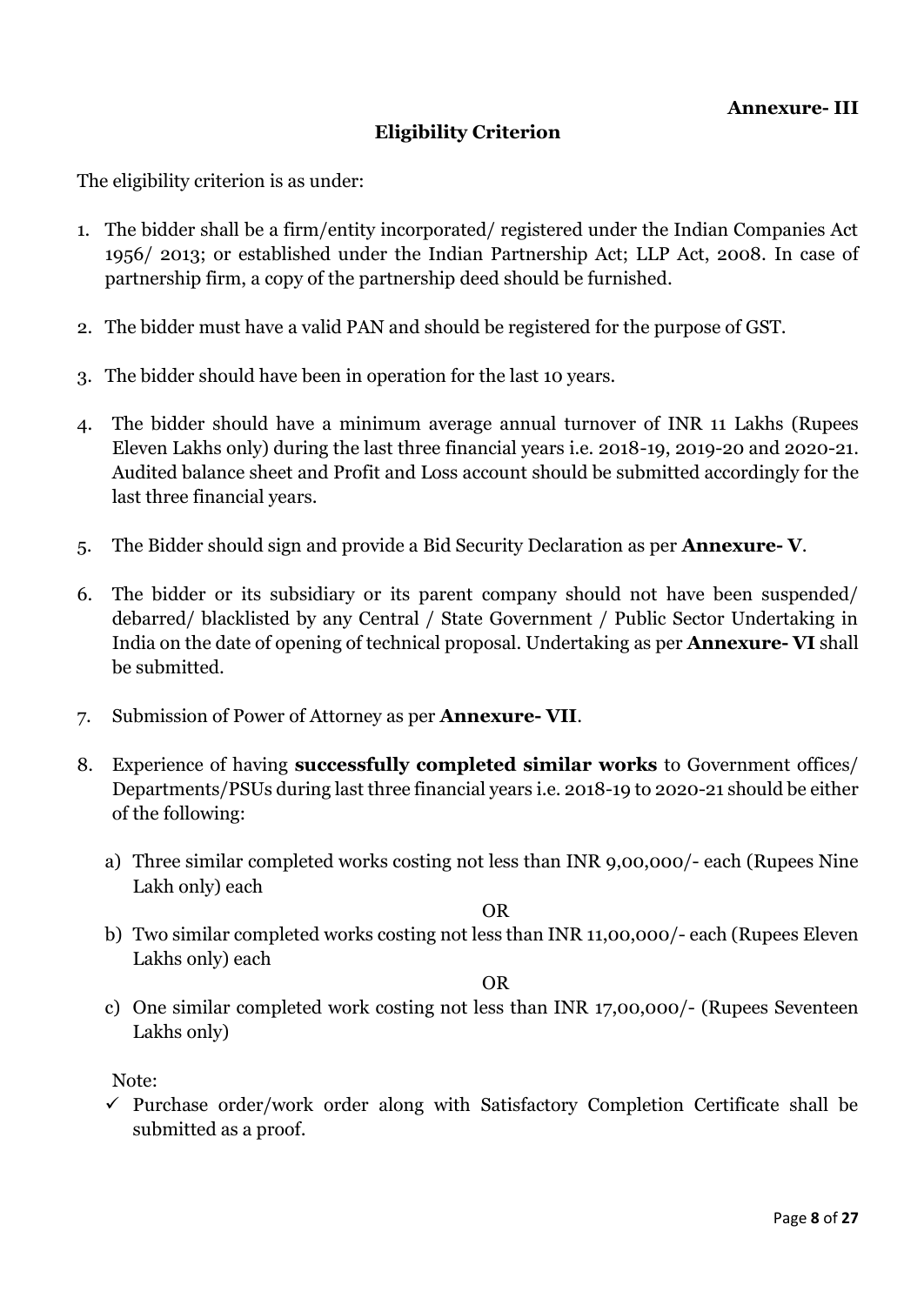**Annexure- III**

## Eligibility Criterion

The eligibility criterion is as under:

1. The bidder shall be a firm/entity incorporated/ registered under the Indian Companies Act 1956/ 2013; or established under the Indian Partnership Act; LLP Act, 2008. In case of partnership firm, a copy of the partnership deed should be furnished.
2. The bidder must have a valid PAN and should be registered for the purpose of GST.
3. The bidder should have been in operation for the last 10 years.
4. The bidder should have a minimum average annual turnover of INR 11 Lakhs (Rupees Eleven Lakhs only) during the last three financial years i.e. 2018-19, 2019-20 and 2020-21. Audited balance sheet and Profit and Loss account should be submitted accordingly for the last three financial years.
5. The Bidder should sign and provide a Bid Security Declaration as per **Annexure- V**.
6. The bidder or its subsidiary or its parent company should not have been suspended/ debarred/ blacklisted by any Central / State Government / Public Sector Undertaking in India on the date of opening of technical proposal. Undertaking as per **Annexure- VI** shall be submitted.
7. Submission of Power of Attorney as per **Annexure- VII**.
8. Experience of having **successfully completed similar works** to Government offices/ Departments/PSUs during last three financial years i.e. 2018-19 to 2020-21 should be either of the following:

   a) Three similar completed works costing not less than INR 9,00,000/- each (Rupees Nine Lakh only) each

   OR

   b) Two similar completed works costing not less than INR 11,00,000/- each (Rupees Eleven Lakhs only) each

   OR

   c) One similar completed work costing not less than INR 17,00,000/- (Rupees Seventeen Lakhs only)

   Note:

   - ✓ Purchase order/work order along with Satisfactory Completion Certificate shall be submitted as a proof.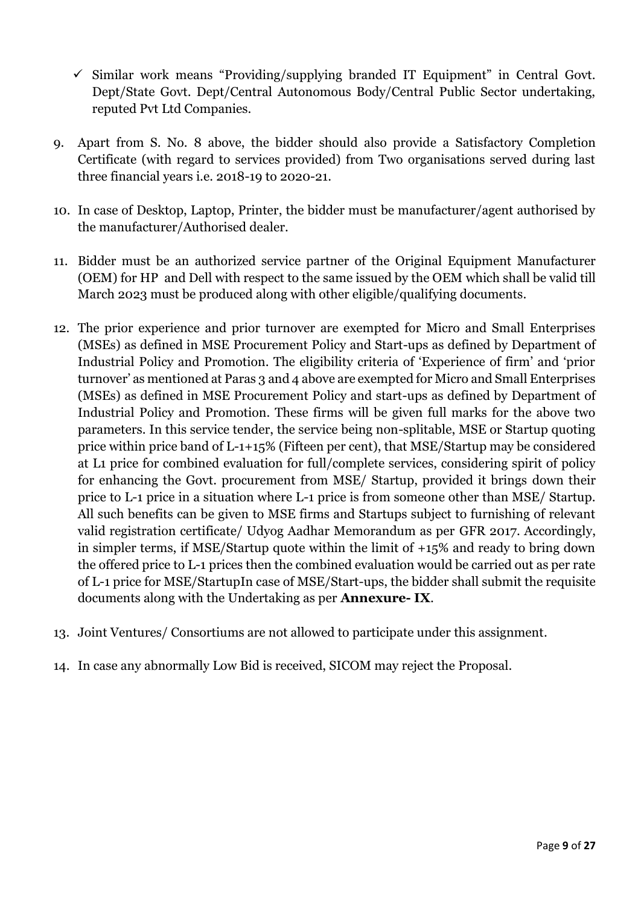- ✓ Similar work means "Providing/supplying branded IT Equipment" in Central Govt. Dept/State Govt. Dept/Central Autonomous Body/Central Public Sector undertaking, reputed Pvt Ltd Companies.

9. Apart from S. No. 8 above, the bidder should also provide a Satisfactory Completion Certificate (with regard to services provided) from Two organisations served during last three financial years i.e. 2018-19 to 2020-21.

10. In case of Desktop, Laptop, Printer, the bidder must be manufacturer/agent authorised by the manufacturer/Authorised dealer.

11. Bidder must be an authorized service partner of the Original Equipment Manufacturer (OEM) for HP and Dell with respect to the same issued by the OEM which shall be valid till March 2023 must be produced along with other eligible/qualifying documents.

12. The prior experience and prior turnover are exempted for Micro and Small Enterprises (MSEs) as defined in MSE Procurement Policy and Start-ups as defined by Department of Industrial Policy and Promotion. The eligibility criteria of 'Experience of firm' and 'prior turnover' as mentioned at Paras 3 and 4 above are exempted for Micro and Small Enterprises (MSEs) as defined in MSE Procurement Policy and start-ups as defined by Department of Industrial Policy and Promotion. These firms will be given full marks for the above two parameters. In this service tender, the service being non-splitable, MSE or Startup quoting price within price band of L-1+15% (Fifteen per cent), that MSE/Startup may be considered at L1 price for combined evaluation for full/complete services, considering spirit of policy for enhancing the Govt. procurement from MSE/ Startup, provided it brings down their price to L-1 price in a situation where L-1 price is from someone other than MSE/ Startup. All such benefits can be given to MSE firms and Startups subject to furnishing of relevant valid registration certificate/ Udyog Aadhar Memorandum as per GFR 2017. Accordingly, in simpler terms, if MSE/Startup quote within the limit of +15% and ready to bring down the offered price to L-1 prices then the combined evaluation would be carried out as per rate of L-1 price for MSE/StartupIn case of MSE/Start-ups, the bidder shall submit the requisite documents along with the Undertaking as per **Annexure- IX**.

13. Joint Ventures/ Consortiums are not allowed to participate under this assignment.

14. In case any abnormally Low Bid is received, SICOM may reject the Proposal.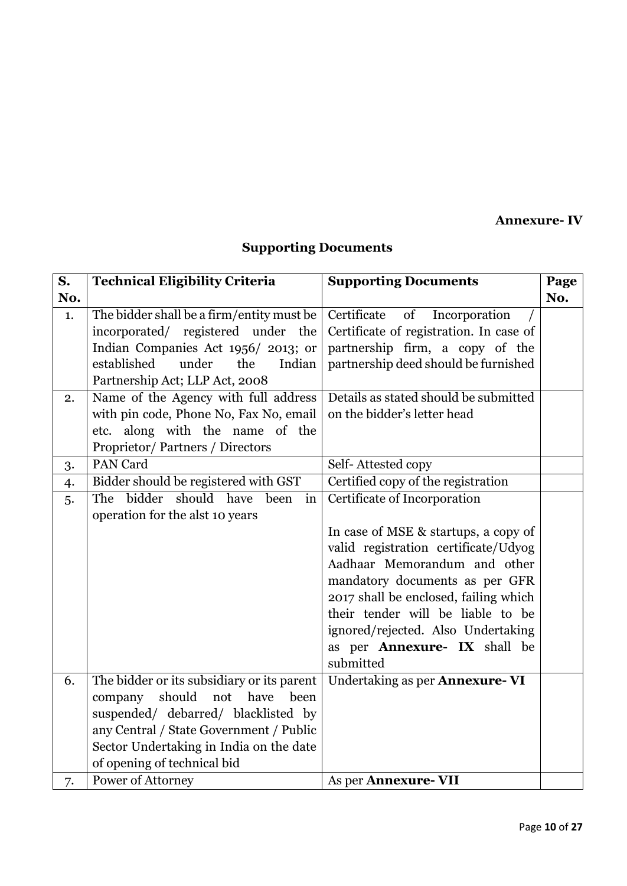**Annexure- IV**

## Supporting Documents

| S. No. | Technical Eligibility Criteria | Supporting Documents | Page No. |
|---|---|---|---|
| 1. | The bidder shall be a firm/entity must be incorporated/ registered under the Indian Companies Act 1956/ 2013; or established under the Indian Partnership Act; LLP Act, 2008 | Certificate of Incorporation / Certificate of registration. In case of partnership firm, a copy of the partnership deed should be furnished | |
| 2. | Name of the Agency with full address with pin code, Phone No, Fax No, email etc. along with the name of the Proprietor/ Partners / Directors | Details as stated should be submitted on the bidder's letter head | |
| 3. | PAN Card | Self- Attested copy | |
| 4. | Bidder should be registered with GST | Certified copy of the registration | |
| 5. | The bidder should have been in operation for the alst 10 years | Certificate of Incorporation<br><br>In case of MSE & startups, a copy of valid registration certificate/Udyog Aadhaar Memorandum and other mandatory documents as per GFR 2017 shall be enclosed, failing which their tender will be liable to be ignored/rejected. Also Undertaking as per **Annexure- IX** shall be submitted | |
| 6. | The bidder or its subsidiary or its parent company should not have been suspended/ debarred/ blacklisted by any Central / State Government / Public Sector Undertaking in India on the date of opening of technical bid | Undertaking as per **Annexure- VI** | |
| 7. | Power of Attorney | As per **Annexure- VII** | |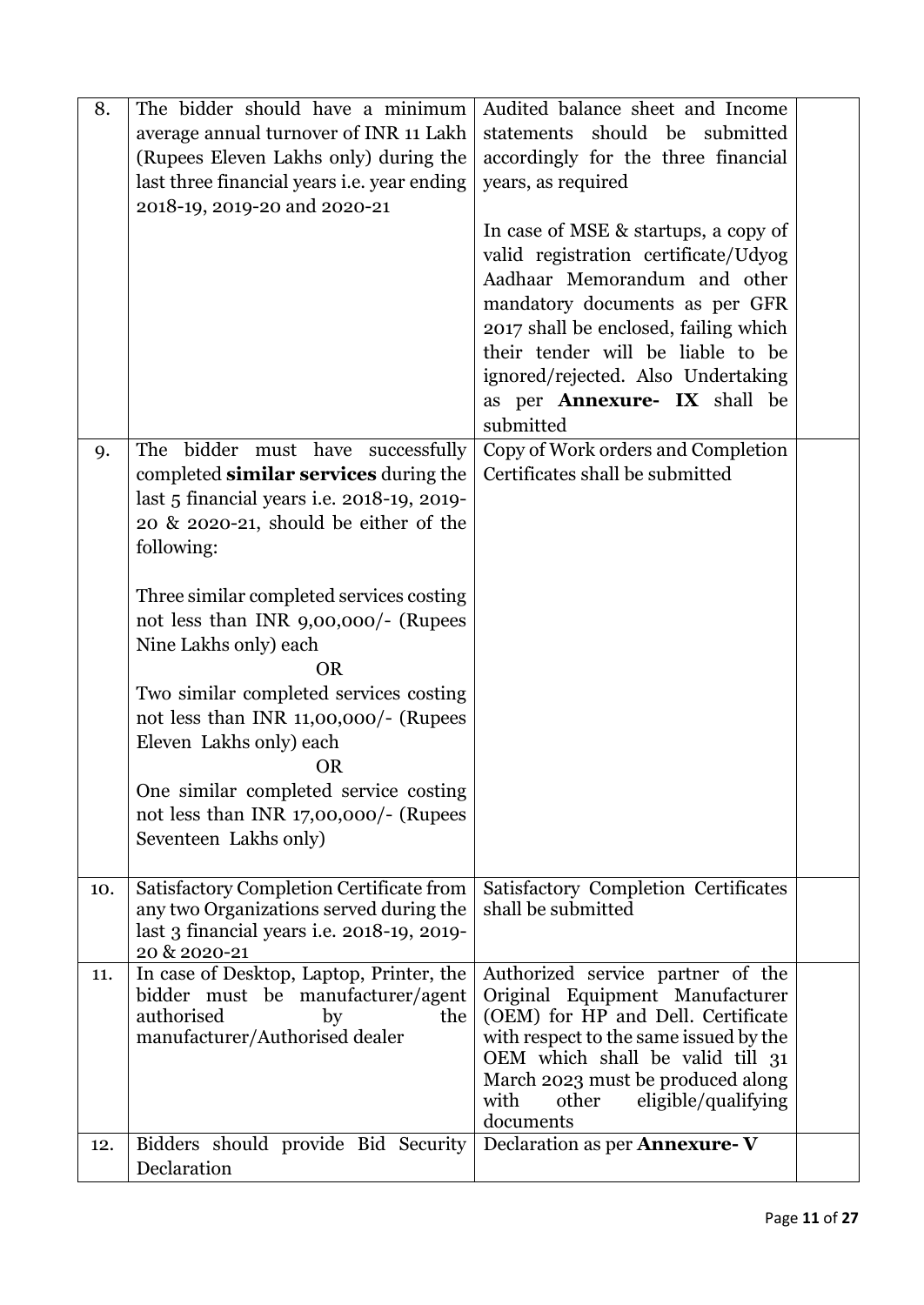| | | | |
|---|---|---|---|
| 8. | The bidder should have a minimum average annual turnover of INR 11 Lakh (Rupees Eleven Lakhs only) during the last three financial years i.e. year ending 2018-19, 2019-20 and 2020-21 | Audited balance sheet and Income statements should be submitted accordingly for the three financial years, as required<br><br>In case of MSE & startups, a copy of valid registration certificate/Udyog Aadhaar Memorandum and other mandatory documents as per GFR 2017 shall be enclosed, failing which their tender will be liable to be ignored/rejected. Also Undertaking as per **Annexure- IX** shall be submitted | |
| 9. | The bidder must have successfully completed **similar services** during the last 5 financial years i.e. 2018-19, 2019-20 & 2020-21, should be either of the following:<br><br>Three similar completed services costing not less than INR 9,00,000/- (Rupees Nine Lakhs only) each<br>OR<br>Two similar completed services costing not less than INR 11,00,000/- (Rupees Eleven Lakhs only) each<br>OR<br>One similar completed service costing not less than INR 17,00,000/- (Rupees Seventeen Lakhs only) | Copy of Work orders and Completion Certificates shall be submitted | |
| 10. | Satisfactory Completion Certificate from any two Organizations served during the last 3 financial years i.e. 2018-19, 2019-20 & 2020-21 | Satisfactory Completion Certificates shall be submitted | |
| 11. | In case of Desktop, Laptop, Printer, the bidder must be manufacturer/agent authorised by the manufacturer/Authorised dealer | Authorized service partner of the Original Equipment Manufacturer (OEM) for HP and Dell. Certificate with respect to the same issued by the OEM which shall be valid till 31 March 2023 must be produced along with other eligible/qualifying documents | |
| 12. | Bidders should provide Bid Security Declaration | Declaration as per **Annexure- V** | |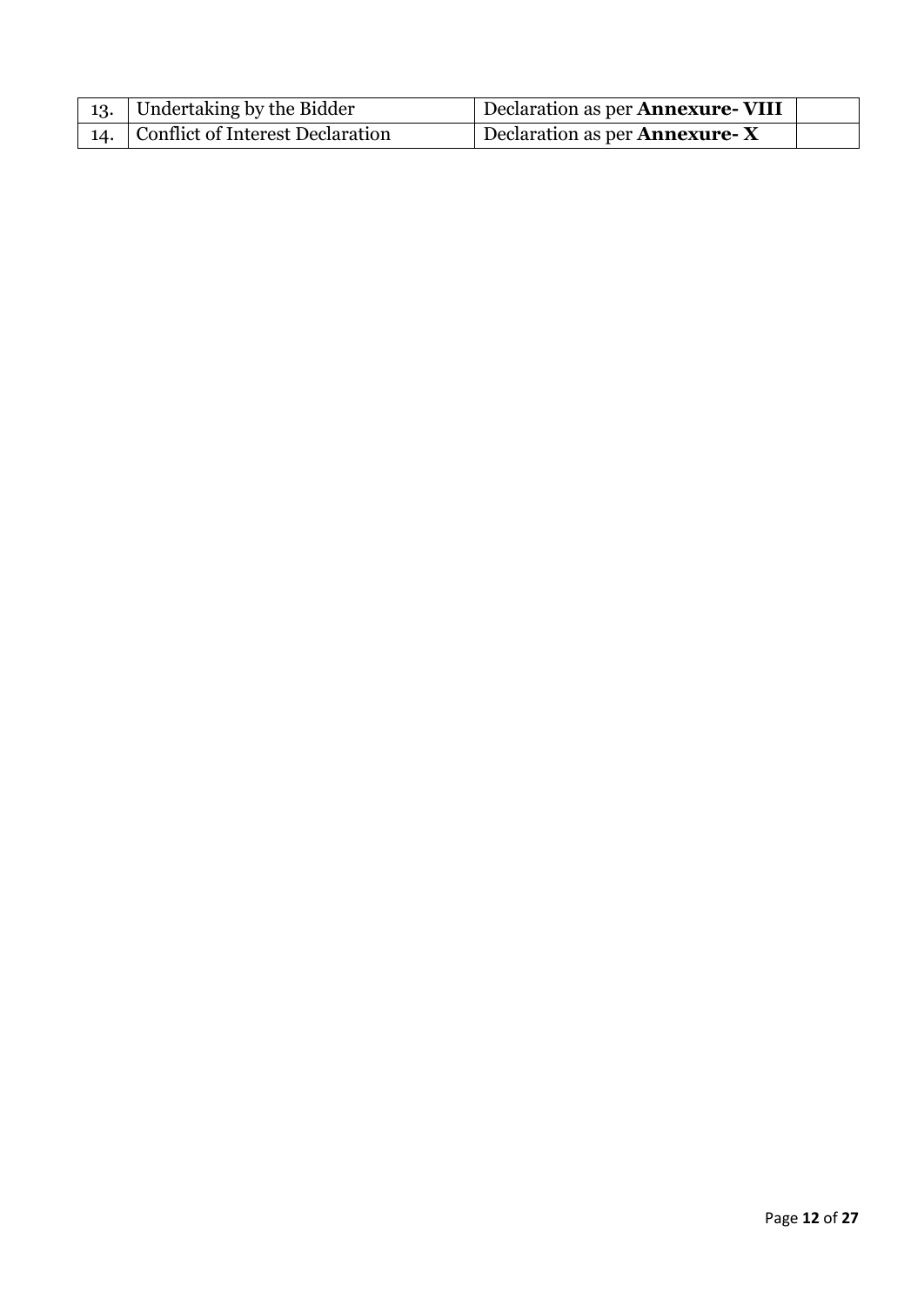| | | | |
|---|---|---|---|
| 13. | Undertaking by the Bidder | Declaration as per **Annexure- VIII** | |
| 14. | Conflict of Interest Declaration | Declaration as per **Annexure- X** | |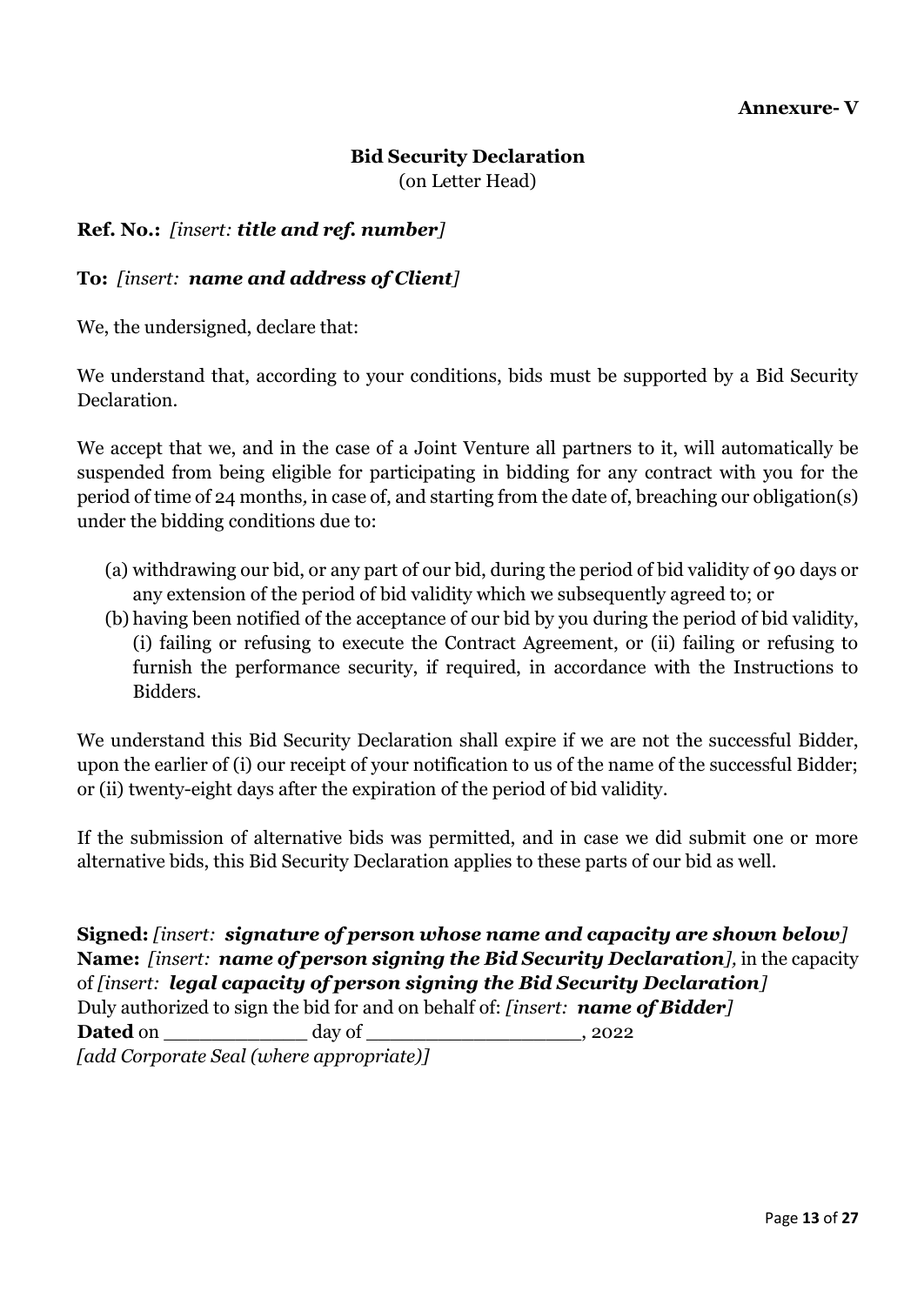**Annexure- V**

## Bid Security Declaration

(on Letter Head)

**Ref. No.:** *[insert: **title and ref. number**]*

**To:** *[insert: **name and address of Client**]*

We, the undersigned, declare that:

We understand that, according to your conditions, bids must be supported by a Bid Security Declaration.

We accept that we, and in the case of a Joint Venture all partners to it, will automatically be suspended from being eligible for participating in bidding for any contract with you for the period of time of 24 months, in case of, and starting from the date of, breaching our obligation(s) under the bidding conditions due to:

(a) withdrawing our bid, or any part of our bid, during the period of bid validity of 90 days or any extension of the period of bid validity which we subsequently agreed to; or

(b) having been notified of the acceptance of our bid by you during the period of bid validity, (i) failing or refusing to execute the Contract Agreement, or (ii) failing or refusing to furnish the performance security, if required, in accordance with the Instructions to Bidders.

We understand this Bid Security Declaration shall expire if we are not the successful Bidder, upon the earlier of (i) our receipt of your notification to us of the name of the successful Bidder; or (ii) twenty-eight days after the expiration of the period of bid validity.

If the submission of alternative bids was permitted, and in case we did submit one or more alternative bids, this Bid Security Declaration applies to these parts of our bid as well.

**Signed:** *[insert: **signature of person whose name and capacity are shown below**]*
**Name:** *[insert: **name of person signing the Bid Security Declaration**],* in the capacity of *[insert: **legal capacity of person signing the Bid Security Declaration**]*
Duly authorized to sign the bid for and on behalf of: *[insert: **name of Bidder**]*
**Dated** on ____________ day of __________________, 2022
*[add Corporate Seal (where appropriate)]*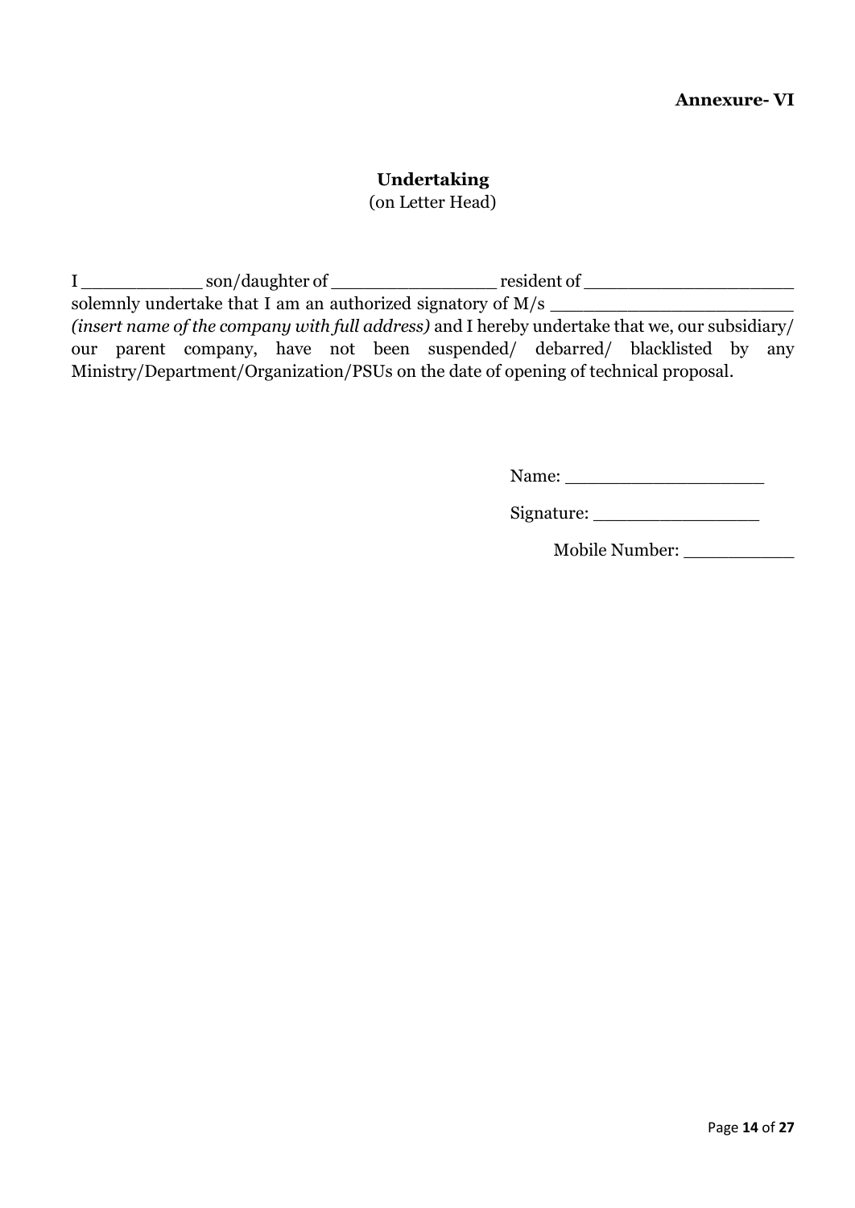**Annexure- VI**

## Undertaking

(on Letter Head)

I ___________ son/daughter of _______________ resident of ___________________ solemnly undertake that I am an authorized signatory of M/s _____________________ *(insert name of the company with full address)* and I hereby undertake that we, our subsidiary/ our parent company, have not been suspended/ debarred/ blacklisted by any Ministry/Department/Organization/PSUs on the date of opening of technical proposal.

Name: ___________________

Signature: ________________

Mobile Number: ___________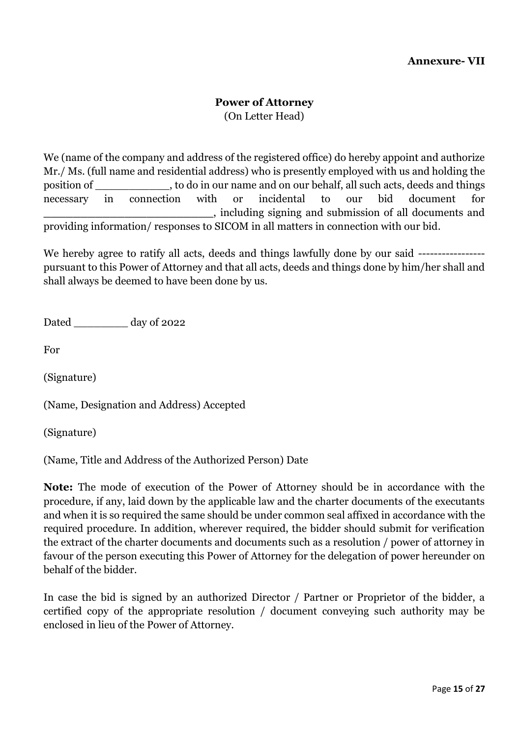**Annexure- VII**

**Power of Attorney**
(On Letter Head)

We (name of the company and address of the registered office) do hereby appoint and authorize Mr./ Ms. (full name and residential address) who is presently employed with us and holding the position of ___________, to do in our name and on our behalf, all such acts, deeds and things necessary in connection with or incidental to our bid document for _________________________, including signing and submission of all documents and providing information/ responses to SICOM in all matters in connection with our bid.

We hereby agree to ratify all acts, deeds and things lawfully done by our said ---------------- pursuant to this Power of Attorney and that all acts, deeds and things done by him/her shall and shall always be deemed to have been done by us.

Dated ________ day of 2022

For

(Signature)

(Name, Designation and Address) Accepted

(Signature)

(Name, Title and Address of the Authorized Person) Date

**Note:** The mode of execution of the Power of Attorney should be in accordance with the procedure, if any, laid down by the applicable law and the charter documents of the executants and when it is so required the same should be under common seal affixed in accordance with the required procedure. In addition, wherever required, the bidder should submit for verification the extract of the charter documents and documents such as a resolution / power of attorney in favour of the person executing this Power of Attorney for the delegation of power hereunder on behalf of the bidder.

In case the bid is signed by an authorized Director / Partner or Proprietor of the bidder, a certified copy of the appropriate resolution / document conveying such authority may be enclosed in lieu of the Power of Attorney.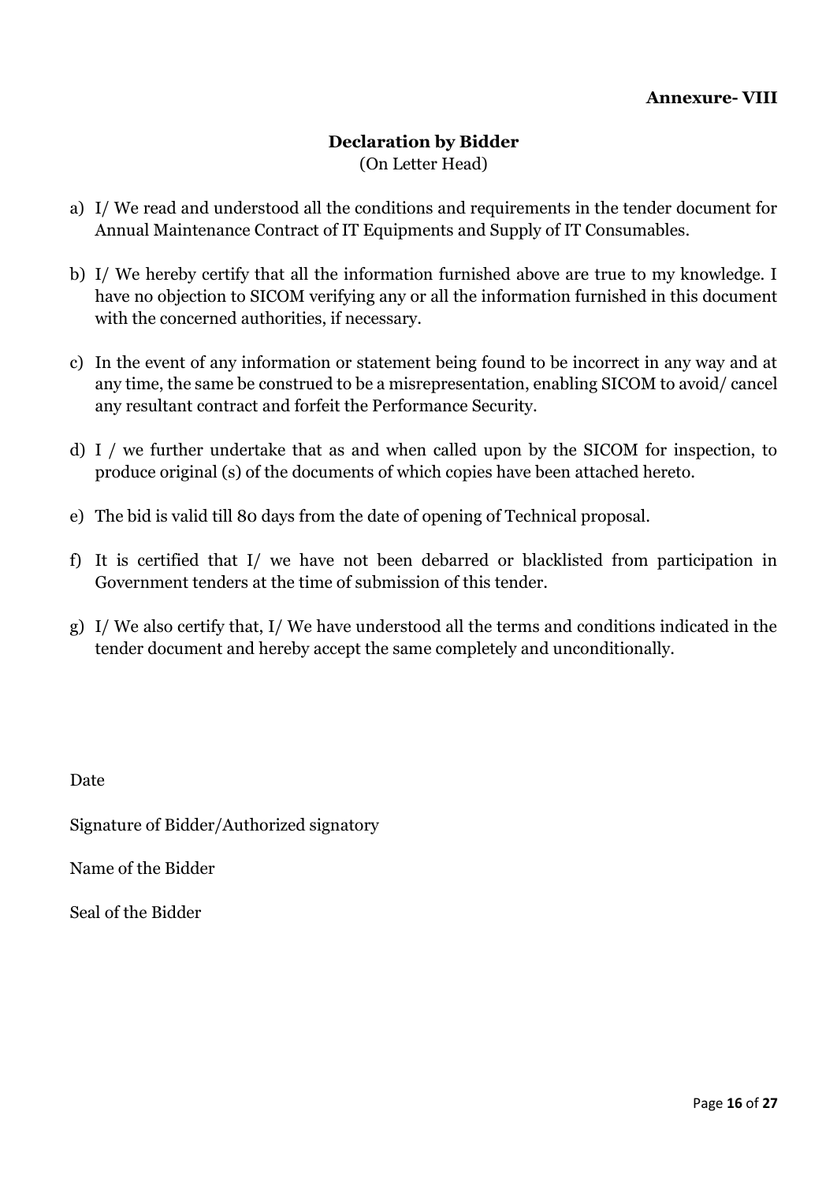**Annexure- VIII**

## Declaration by Bidder

(On Letter Head)

a) I/ We read and understood all the conditions and requirements in the tender document for Annual Maintenance Contract of IT Equipments and Supply of IT Consumables.

b) I/ We hereby certify that all the information furnished above are true to my knowledge. I have no objection to SICOM verifying any or all the information furnished in this document with the concerned authorities, if necessary.

c) In the event of any information or statement being found to be incorrect in any way and at any time, the same be construed to be a misrepresentation, enabling SICOM to avoid/ cancel any resultant contract and forfeit the Performance Security.

d) I / we further undertake that as and when called upon by the SICOM for inspection, to produce original (s) of the documents of which copies have been attached hereto.

e) The bid is valid till 80 days from the date of opening of Technical proposal.

f) It is certified that I/ we have not been debarred or blacklisted from participation in Government tenders at the time of submission of this tender.

g) I/ We also certify that, I/ We have understood all the terms and conditions indicated in the tender document and hereby accept the same completely and unconditionally.

Date

Signature of Bidder/Authorized signatory

Name of the Bidder

Seal of the Bidder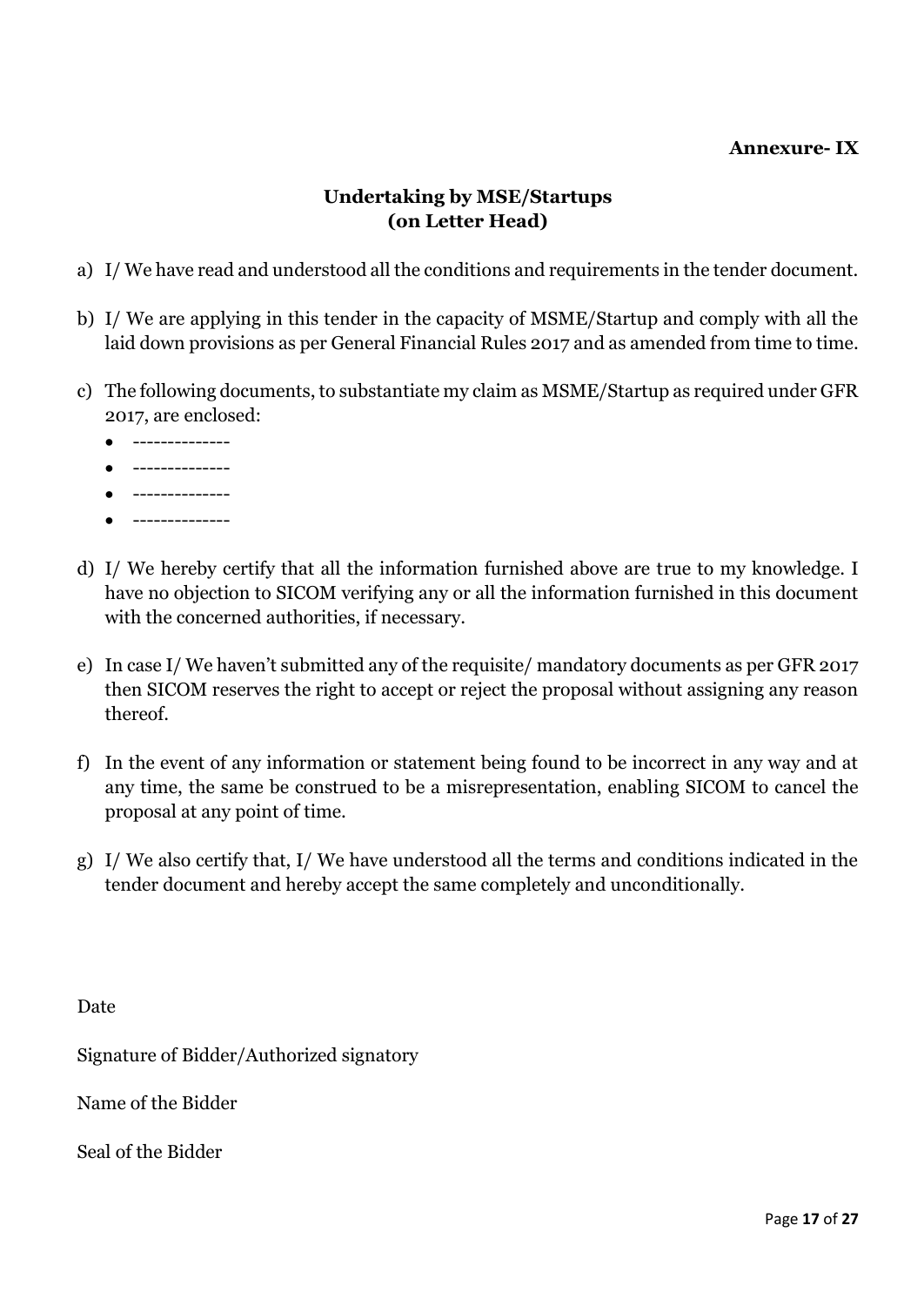**Annexure- IX**

## Undertaking by MSE/Startups
## (on Letter Head)

a) I/ We have read and understood all the conditions and requirements in the tender document.

b) I/ We are applying in this tender in the capacity of MSME/Startup and comply with all the laid down provisions as per General Financial Rules 2017 and as amended from time to time.

c) The following documents, to substantiate my claim as MSME/Startup as required under GFR 2017, are enclosed:
   - --------------
   - --------------
   - --------------
   - --------------

d) I/ We hereby certify that all the information furnished above are true to my knowledge. I have no objection to SICOM verifying any or all the information furnished in this document with the concerned authorities, if necessary.

e) In case I/ We haven't submitted any of the requisite/ mandatory documents as per GFR 2017 then SICOM reserves the right to accept or reject the proposal without assigning any reason thereof.

f) In the event of any information or statement being found to be incorrect in any way and at any time, the same be construed to be a misrepresentation, enabling SICOM to cancel the proposal at any point of time.

g) I/ We also certify that, I/ We have understood all the terms and conditions indicated in the tender document and hereby accept the same completely and unconditionally.

Date

Signature of Bidder/Authorized signatory

Name of the Bidder

Seal of the Bidder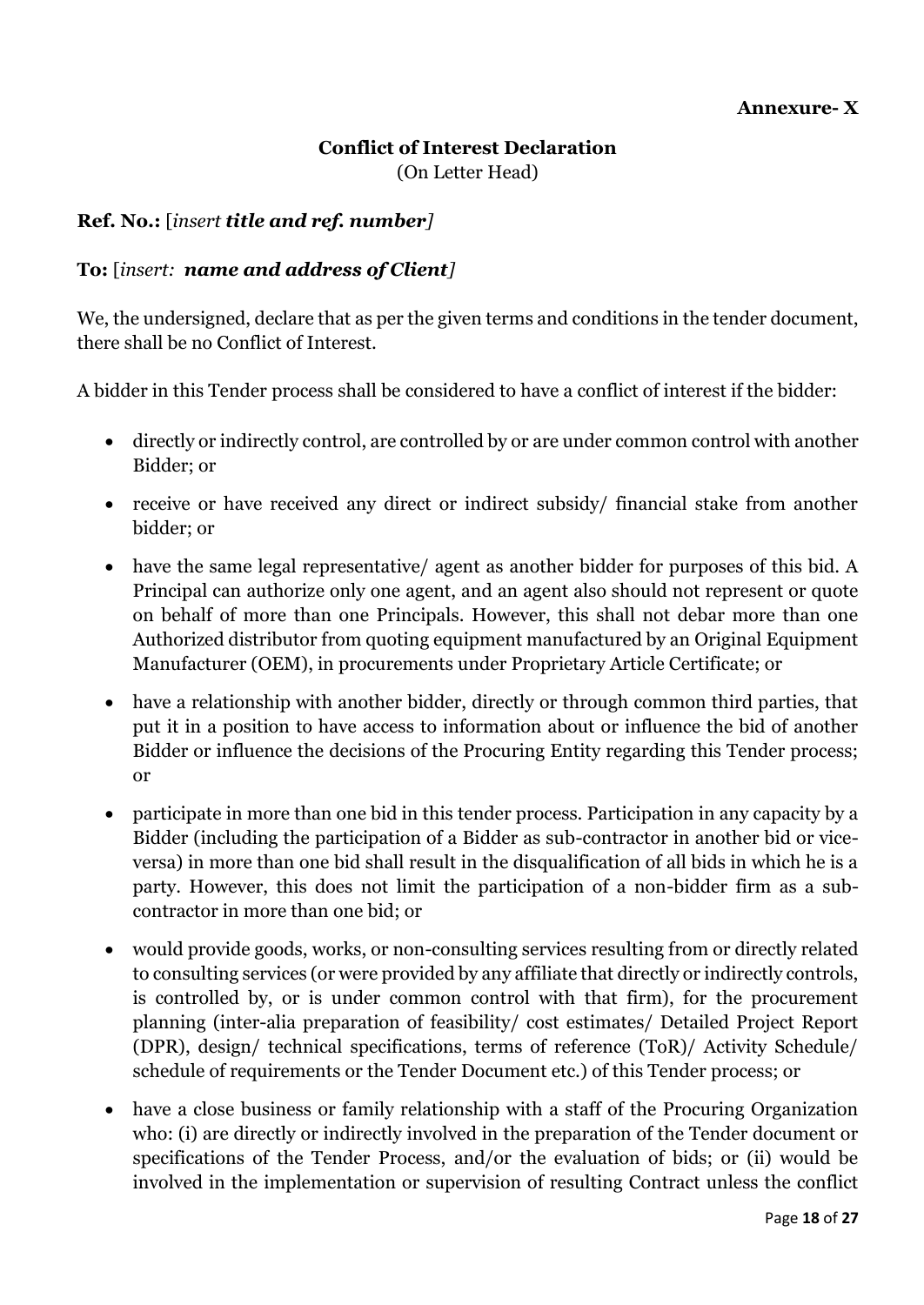**Annexure- X**

## Conflict of Interest Declaration

(On Letter Head)

**Ref. No.:** [*insert* ***title and ref. number]***

**To:** [*insert:* ***name and address of Client]***

We, the undersigned, declare that as per the given terms and conditions in the tender document, there shall be no Conflict of Interest.

A bidder in this Tender process shall be considered to have a conflict of interest if the bidder:

- directly or indirectly control, are controlled by or are under common control with another Bidder; or
- receive or have received any direct or indirect subsidy/ financial stake from another bidder; or
- have the same legal representative/ agent as another bidder for purposes of this bid. A Principal can authorize only one agent, and an agent also should not represent or quote on behalf of more than one Principals. However, this shall not debar more than one Authorized distributor from quoting equipment manufactured by an Original Equipment Manufacturer (OEM), in procurements under Proprietary Article Certificate; or
- have a relationship with another bidder, directly or through common third parties, that put it in a position to have access to information about or influence the bid of another Bidder or influence the decisions of the Procuring Entity regarding this Tender process; or
- participate in more than one bid in this tender process. Participation in any capacity by a Bidder (including the participation of a Bidder as sub-contractor in another bid or vice-versa) in more than one bid shall result in the disqualification of all bids in which he is a party. However, this does not limit the participation of a non-bidder firm as a sub-contractor in more than one bid; or
- would provide goods, works, or non-consulting services resulting from or directly related to consulting services (or were provided by any affiliate that directly or indirectly controls, is controlled by, or is under common control with that firm), for the procurement planning (inter-alia preparation of feasibility/ cost estimates/ Detailed Project Report (DPR), design/ technical specifications, terms of reference (ToR)/ Activity Schedule/ schedule of requirements or the Tender Document etc.) of this Tender process; or
- have a close business or family relationship with a staff of the Procuring Organization who: (i) are directly or indirectly involved in the preparation of the Tender document or specifications of the Tender Process, and/or the evaluation of bids; or (ii) would be involved in the implementation or supervision of resulting Contract unless the conflict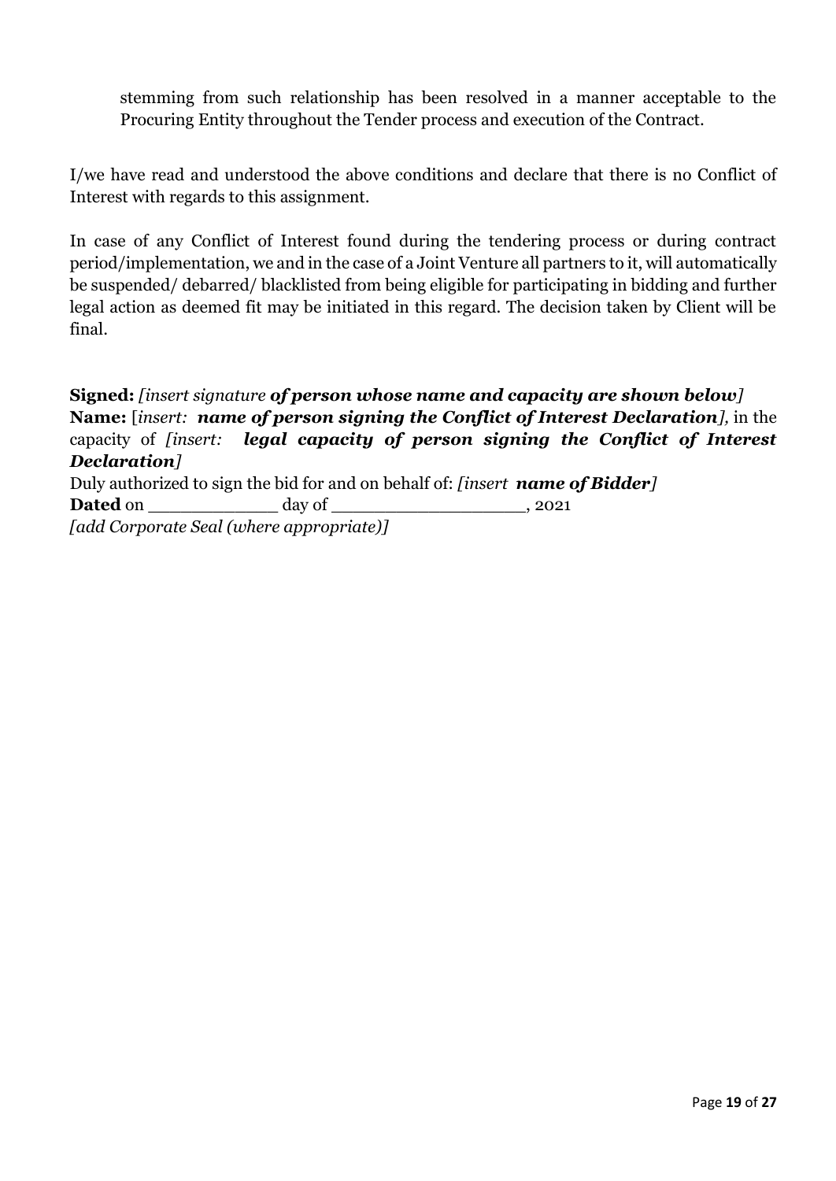stemming from such relationship has been resolved in a manner acceptable to the Procuring Entity throughout the Tender process and execution of the Contract.

I/we have read and understood the above conditions and declare that there is no Conflict of Interest with regards to this assignment.

In case of any Conflict of Interest found during the tendering process or during contract period/implementation, we and in the case of a Joint Venture all partners to it, will automatically be suspended/ debarred/ blacklisted from being eligible for participating in bidding and further legal action as deemed fit may be initiated in this regard. The decision taken by Client will be final.

**Signed:** *[insert signature **of person whose name and capacity are shown below**]*
**Name:** [*insert: **name of person signing the Conflict of Interest Declaration**],* in the capacity of *[insert: **legal capacity of person signing the Conflict of Interest Declaration**]*
Duly authorized to sign the bid for and on behalf of: *[insert **name of Bidder**]*
**Dated** on ____________ day of __________________, 2021
*[add Corporate Seal (where appropriate)]*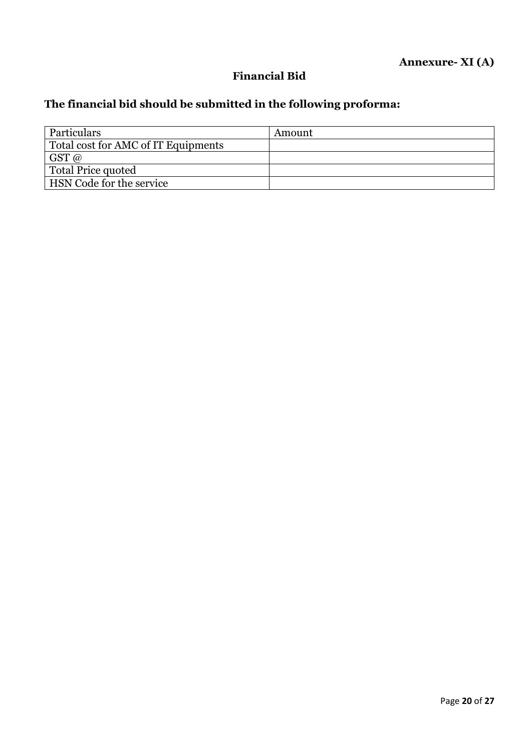**Annexure- XI (A)**

## Financial Bid

### The financial bid should be submitted in the following proforma:

| Particulars | Amount |
|---|---|
| Total cost for AMC of IT Equipments | |
| GST @ | |
| Total Price quoted | |
| HSN Code for the service | |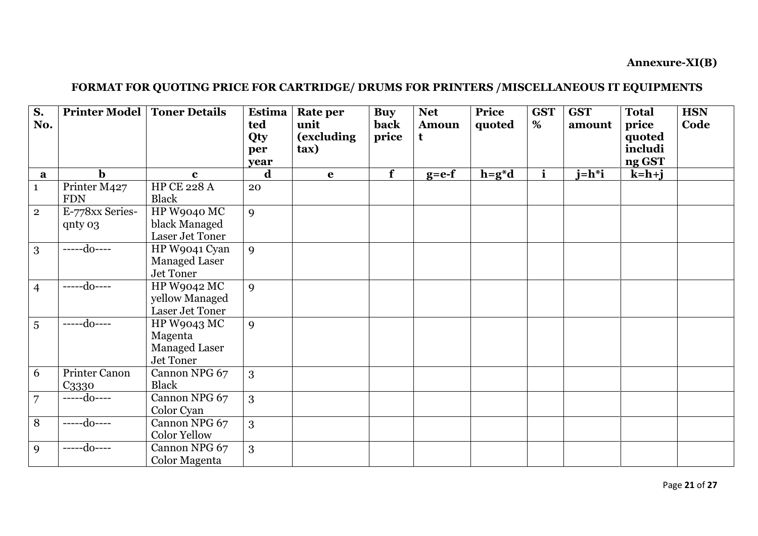**Annexure-XI(B)**

**FORMAT FOR QUOTING PRICE FOR CARTRIDGE/ DRUMS FOR PRINTERS /MISCELLANEOUS IT EQUIPMENTS**

| S. No. | Printer Model | Toner Details | Estimated Qty per year | Rate per unit (excluding tax) | Buy back price | Net Amount | Price quoted | GST % | GST amount | Total price quoted including GST | HSN Code |
|---|---|---|---|---|---|---|---|---|---|---|---|
| a | b | c | d | e | f | g=e-f | h=g*d | i | j=h*i | k=h+j | |
| 1 | Printer M427 FDN | HP CE 228 A Black | 20 | | | | | | | | |
| 2 | E-778xx Series-qnty 03 | HP W9040 MC black Managed Laser Jet Toner | 9 | | | | | | | | |
| 3 | -----do---- | HP W9041 Cyan Managed Laser Jet Toner | 9 | | | | | | | | |
| 4 | -----do---- | HP W9042 MC yellow Managed Laser Jet Toner | 9 | | | | | | | | |
| 5 | -----do---- | HP W9043 MC Magenta Managed Laser Jet Toner | 9 | | | | | | | | |
| 6 | Printer Canon C3330 | Cannon NPG 67 Black | 3 | | | | | | | | |
| 7 | -----do---- | Cannon NPG 67 Color Cyan | 3 | | | | | | | | |
| 8 | -----do---- | Cannon NPG 67 Color Yellow | 3 | | | | | | | | |
| 9 | -----do---- | Cannon NPG 67 Color Magenta | 3 | | | | | | | | |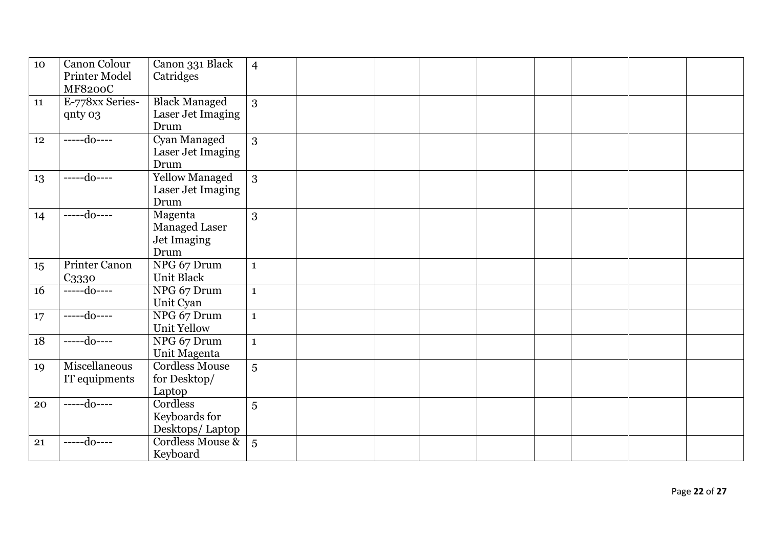| 10 | Canon Colour Printer Model MF8200C | Canon 331 Black Catridges | 4 | | | | | | | | |
|---|---|---|---|---|---|---|---|---|---|---|---|
| 11 | E-778xx Series-qnty 03 | Black Managed Laser Jet Imaging Drum | 3 | | | | | | | | |
| 12 | -----do---- | Cyan Managed Laser Jet Imaging Drum | 3 | | | | | | | | |
| 13 | -----do---- | Yellow Managed Laser Jet Imaging Drum | 3 | | | | | | | | |
| 14 | -----do---- | Magenta Managed Laser Jet Imaging Drum | 3 | | | | | | | | |
| 15 | Printer Canon C3330 | NPG 67 Drum Unit Black | 1 | | | | | | | | |
| 16 | -----do---- | NPG 67 Drum Unit Cyan | 1 | | | | | | | | |
| 17 | -----do---- | NPG 67 Drum Unit Yellow | 1 | | | | | | | | |
| 18 | -----do---- | NPG 67 Drum Unit Magenta | 1 | | | | | | | | |
| 19 | Miscellaneous IT equipments | Cordless Mouse for Desktop/ Laptop | 5 | | | | | | | | |
| 20 | -----do---- | Cordless Keyboards for Desktops/ Laptop | 5 | | | | | | | | |
| 21 | -----do---- | Cordless Mouse & Keyboard | 5 | | | | | | | | |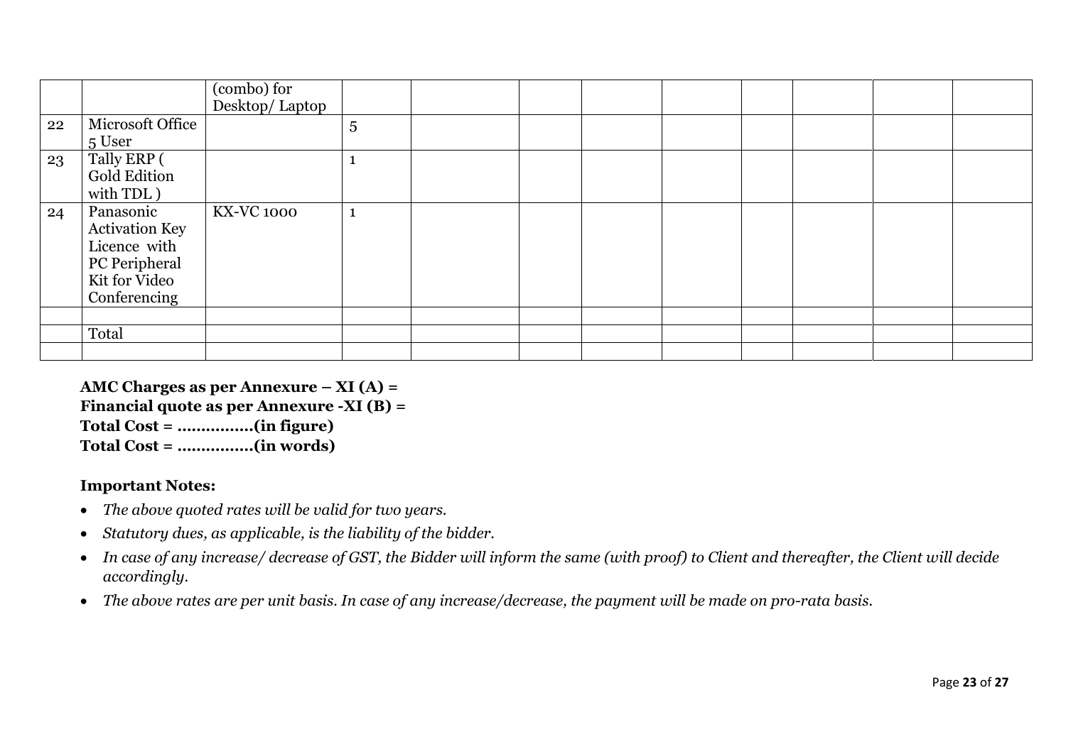| | | | | | | | | | | | |
|---|---|---|---|---|---|---|---|---|---|---|---|
| | | (combo) for Desktop/ Laptop | | | | | | | | | |
| 22 | Microsoft Office 5 User | | 5 | | | | | | | | |
| 23 | Tally ERP ( Gold Edition with TDL ) | | 1 | | | | | | | | |
| 24 | Panasonic Activation Key Licence with PC Peripheral Kit for Video Conferencing | KX-VC 1000 | 1 | | | | | | | | |
| | | | | | | | | | | | |
| | Total | | | | | | | | | | |
| | | | | | | | | | | | |

**AMC Charges as per Annexure – XI (A) =**
**Financial quote as per Annexure -XI (B) =**
**Total Cost = ……………(in figure)**
**Total Cost = ……………(in words)**

**Important Notes:**

- *The above quoted rates will be valid for two years.*
- *Statutory dues, as applicable, is the liability of the bidder.*
- *In case of any increase/ decrease of GST, the Bidder will inform the same (with proof) to Client and thereafter, the Client will decide accordingly.*
- *The above rates are per unit basis. In case of any increase/decrease, the payment will be made on pro-rata basis.*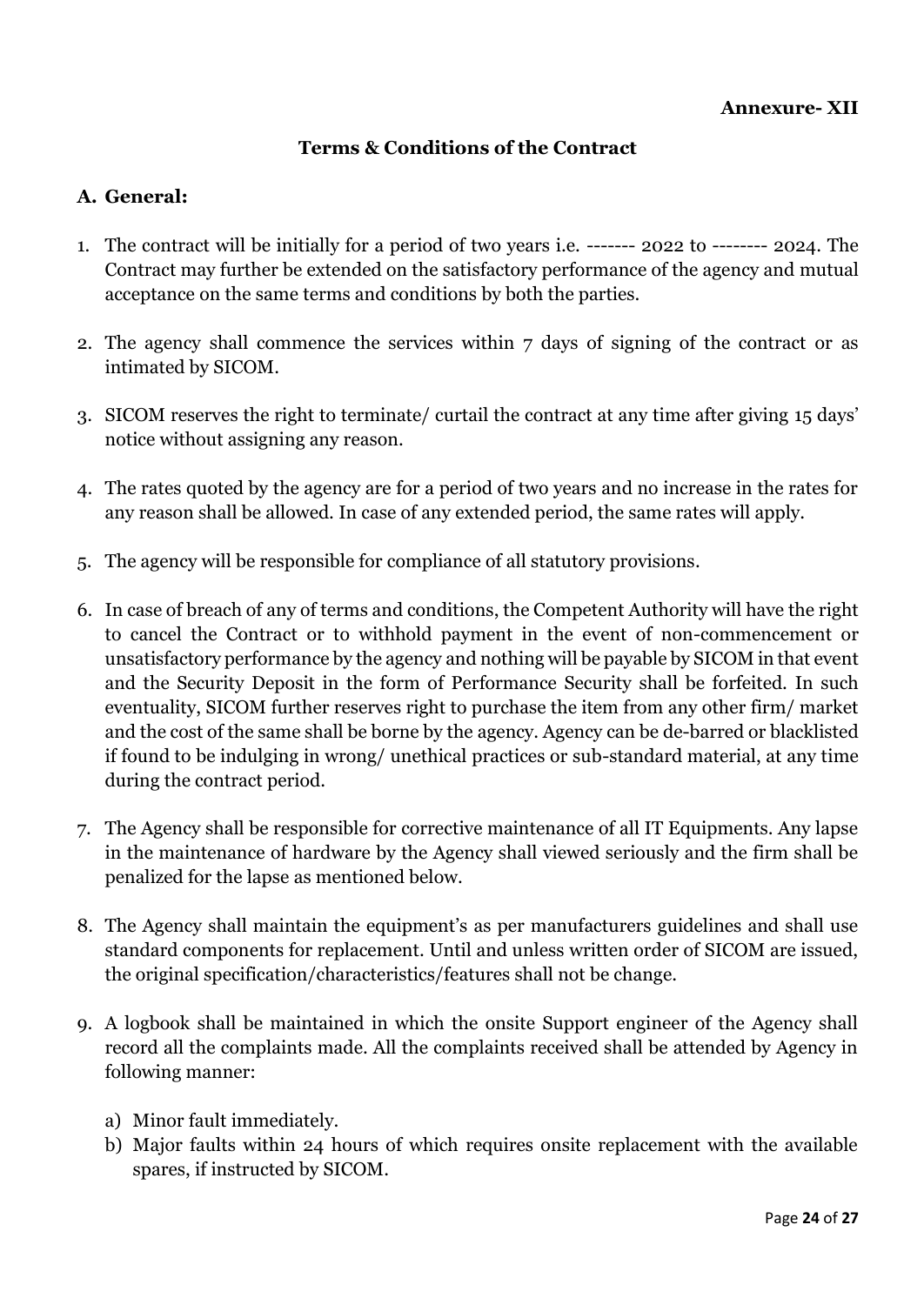**Annexure- XII**

## Terms & Conditions of the Contract

### A. General:

1. The contract will be initially for a period of two years i.e. ------- 2022 to -------- 2024. The Contract may further be extended on the satisfactory performance of the agency and mutual acceptance on the same terms and conditions by both the parties.

2. The agency shall commence the services within 7 days of signing of the contract or as intimated by SICOM.

3. SICOM reserves the right to terminate/ curtail the contract at any time after giving 15 days' notice without assigning any reason.

4. The rates quoted by the agency are for a period of two years and no increase in the rates for any reason shall be allowed. In case of any extended period, the same rates will apply.

5. The agency will be responsible for compliance of all statutory provisions.

6. In case of breach of any of terms and conditions, the Competent Authority will have the right to cancel the Contract or to withhold payment in the event of non-commencement or unsatisfactory performance by the agency and nothing will be payable by SICOM in that event and the Security Deposit in the form of Performance Security shall be forfeited. In such eventuality, SICOM further reserves right to purchase the item from any other firm/ market and the cost of the same shall be borne by the agency. Agency can be de-barred or blacklisted if found to be indulging in wrong/ unethical practices or sub-standard material, at any time during the contract period.

7. The Agency shall be responsible for corrective maintenance of all IT Equipments. Any lapse in the maintenance of hardware by the Agency shall viewed seriously and the firm shall be penalized for the lapse as mentioned below.

8. The Agency shall maintain the equipment's as per manufacturers guidelines and shall use standard components for replacement. Until and unless written order of SICOM are issued, the original specification/characteristics/features shall not be change.

9. A logbook shall be maintained in which the onsite Support engineer of the Agency shall record all the complaints made. All the complaints received shall be attended by Agency in following manner:

   a) Minor fault immediately.
   b) Major faults within 24 hours of which requires onsite replacement with the available spares, if instructed by SICOM.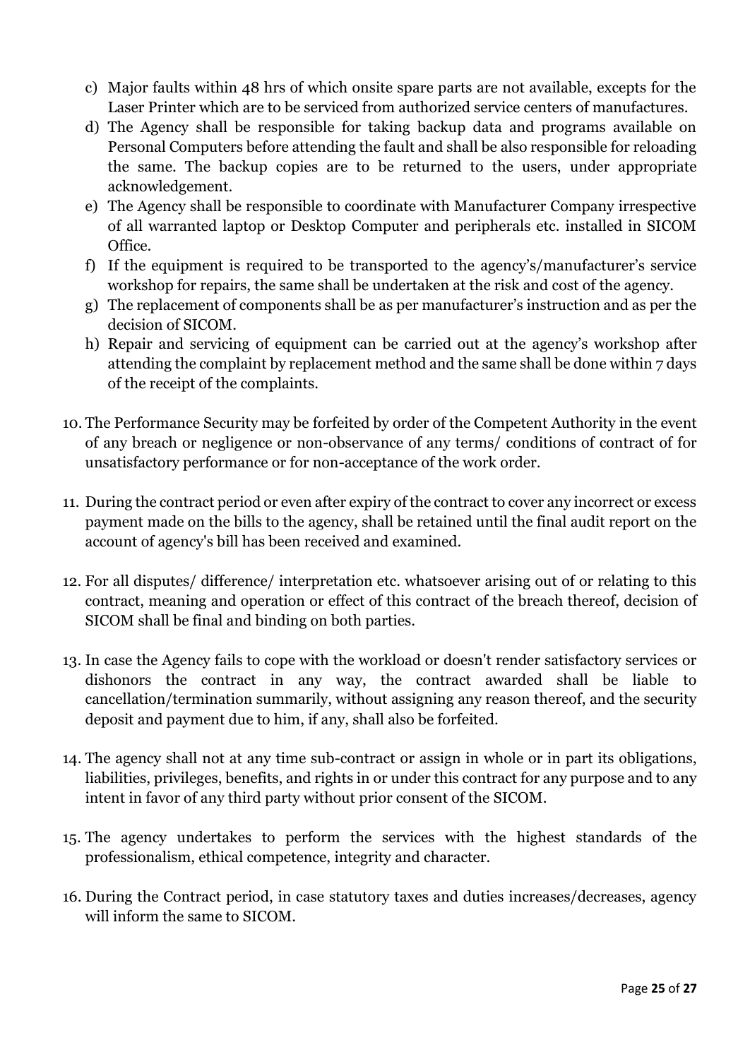c) Major faults within 48 hrs of which onsite spare parts are not available, excepts for the Laser Printer which are to be serviced from authorized service centers of manufactures.

d) The Agency shall be responsible for taking backup data and programs available on Personal Computers before attending the fault and shall be also responsible for reloading the same. The backup copies are to be returned to the users, under appropriate acknowledgement.

e) The Agency shall be responsible to coordinate with Manufacturer Company irrespective of all warranted laptop or Desktop Computer and peripherals etc. installed in SICOM Office.

f) If the equipment is required to be transported to the agency's/manufacturer's service workshop for repairs, the same shall be undertaken at the risk and cost of the agency.

g) The replacement of components shall be as per manufacturer's instruction and as per the decision of SICOM.

h) Repair and servicing of equipment can be carried out at the agency's workshop after attending the complaint by replacement method and the same shall be done within 7 days of the receipt of the complaints.

10. The Performance Security may be forfeited by order of the Competent Authority in the event of any breach or negligence or non-observance of any terms/ conditions of contract of for unsatisfactory performance or for non-acceptance of the work order.

11. During the contract period or even after expiry of the contract to cover any incorrect or excess payment made on the bills to the agency, shall be retained until the final audit report on the account of agency's bill has been received and examined.

12. For all disputes/ difference/ interpretation etc. whatsoever arising out of or relating to this contract, meaning and operation or effect of this contract of the breach thereof, decision of SICOM shall be final and binding on both parties.

13. In case the Agency fails to cope with the workload or doesn't render satisfactory services or dishonors the contract in any way, the contract awarded shall be liable to cancellation/termination summarily, without assigning any reason thereof, and the security deposit and payment due to him, if any, shall also be forfeited.

14. The agency shall not at any time sub-contract or assign in whole or in part its obligations, liabilities, privileges, benefits, and rights in or under this contract for any purpose and to any intent in favor of any third party without prior consent of the SICOM.

15. The agency undertakes to perform the services with the highest standards of the professionalism, ethical competence, integrity and character.

16. During the Contract period, in case statutory taxes and duties increases/decreases, agency will inform the same to SICOM.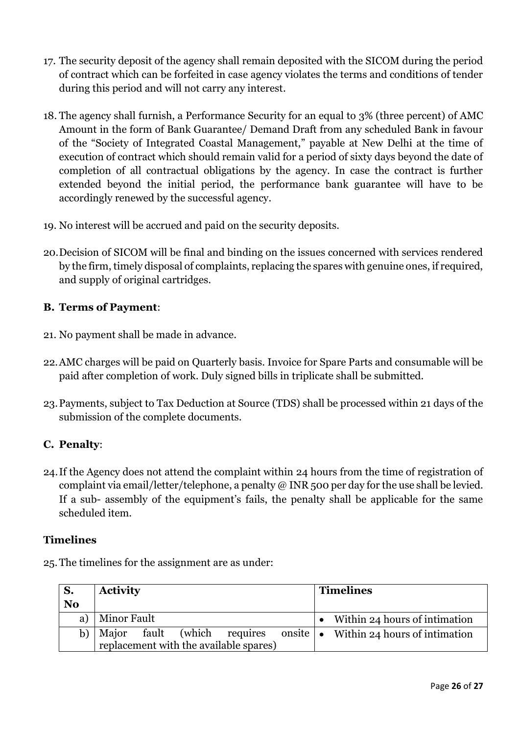17. The security deposit of the agency shall remain deposited with the SICOM during the period of contract which can be forfeited in case agency violates the terms and conditions of tender during this period and will not carry any interest.

18. The agency shall furnish, a Performance Security for an equal to 3% (three percent) of AMC Amount in the form of Bank Guarantee/ Demand Draft from any scheduled Bank in favour of the "Society of Integrated Coastal Management," payable at New Delhi at the time of execution of contract which should remain valid for a period of sixty days beyond the date of completion of all contractual obligations by the agency. In case the contract is further extended beyond the initial period, the performance bank guarantee will have to be accordingly renewed by the successful agency.

19. No interest will be accrued and paid on the security deposits.

20. Decision of SICOM will be final and binding on the issues concerned with services rendered by the firm, timely disposal of complaints, replacing the spares with genuine ones, if required, and supply of original cartridges.

## B. Terms of Payment:

21. No payment shall be made in advance.

22. AMC charges will be paid on Quarterly basis. Invoice for Spare Parts and consumable will be paid after completion of work. Duly signed bills in triplicate shall be submitted.

23. Payments, subject to Tax Deduction at Source (TDS) shall be processed within 21 days of the submission of the complete documents.

## C. Penalty:

24. If the Agency does not attend the complaint within 24 hours from the time of registration of complaint via email/letter/telephone, a penalty @ INR 500 per day for the use shall be levied. If a sub- assembly of the equipment's fails, the penalty shall be applicable for the same scheduled item.

## Timelines

25. The timelines for the assignment are as under:

| S. No | Activity | Timelines |
|---|---|---|
| a) | Minor Fault | • Within 24 hours of intimation |
| b) | Major fault (which requires onsite replacement with the available spares) | • Within 24 hours of intimation |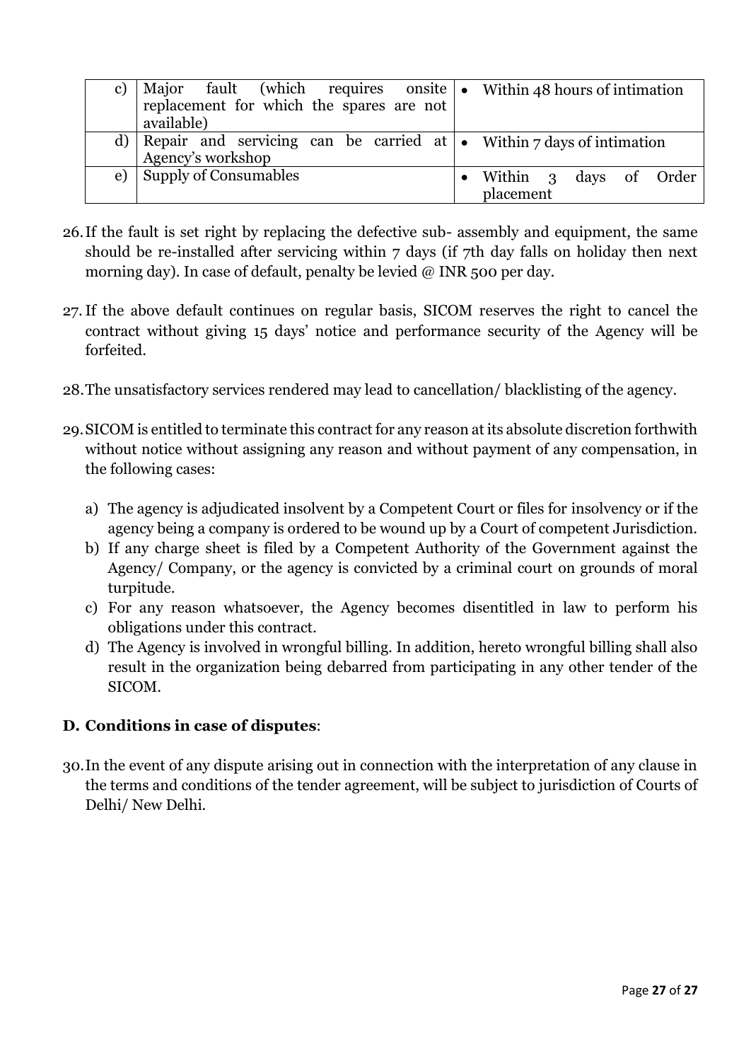| | | |
|---|---|---|
| c) | Major fault (which requires onsite replacement for which the spares are not available) | • Within 48 hours of intimation |
| d) | Repair and servicing can be carried at Agency's workshop | • Within 7 days of intimation |
| e) | Supply of Consumables | • Within 3 days of Order placement |

26. If the fault is set right by replacing the defective sub- assembly and equipment, the same should be re-installed after servicing within 7 days (if 7th day falls on holiday then next morning day). In case of default, penalty be levied @ INR 500 per day.

27. If the above default continues on regular basis, SICOM reserves the right to cancel the contract without giving 15 days' notice and performance security of the Agency will be forfeited.

28. The unsatisfactory services rendered may lead to cancellation/ blacklisting of the agency.

29. SICOM is entitled to terminate this contract for any reason at its absolute discretion forthwith without notice without assigning any reason and without payment of any compensation, in the following cases:

    a) The agency is adjudicated insolvent by a Competent Court or files for insolvency or if the agency being a company is ordered to be wound up by a Court of competent Jurisdiction.
    b) If any charge sheet is filed by a Competent Authority of the Government against the Agency/ Company, or the agency is convicted by a criminal court on grounds of moral turpitude.
    c) For any reason whatsoever, the Agency becomes disentitled in law to perform his obligations under this contract.
    d) The Agency is involved in wrongful billing. In addition, hereto wrongful billing shall also result in the organization being debarred from participating in any other tender of the SICOM.

## D. Conditions in case of disputes:

30. In the event of any dispute arising out in connection with the interpretation of any clause in the terms and conditions of the tender agreement, will be subject to jurisdiction of Courts of Delhi/ New Delhi.